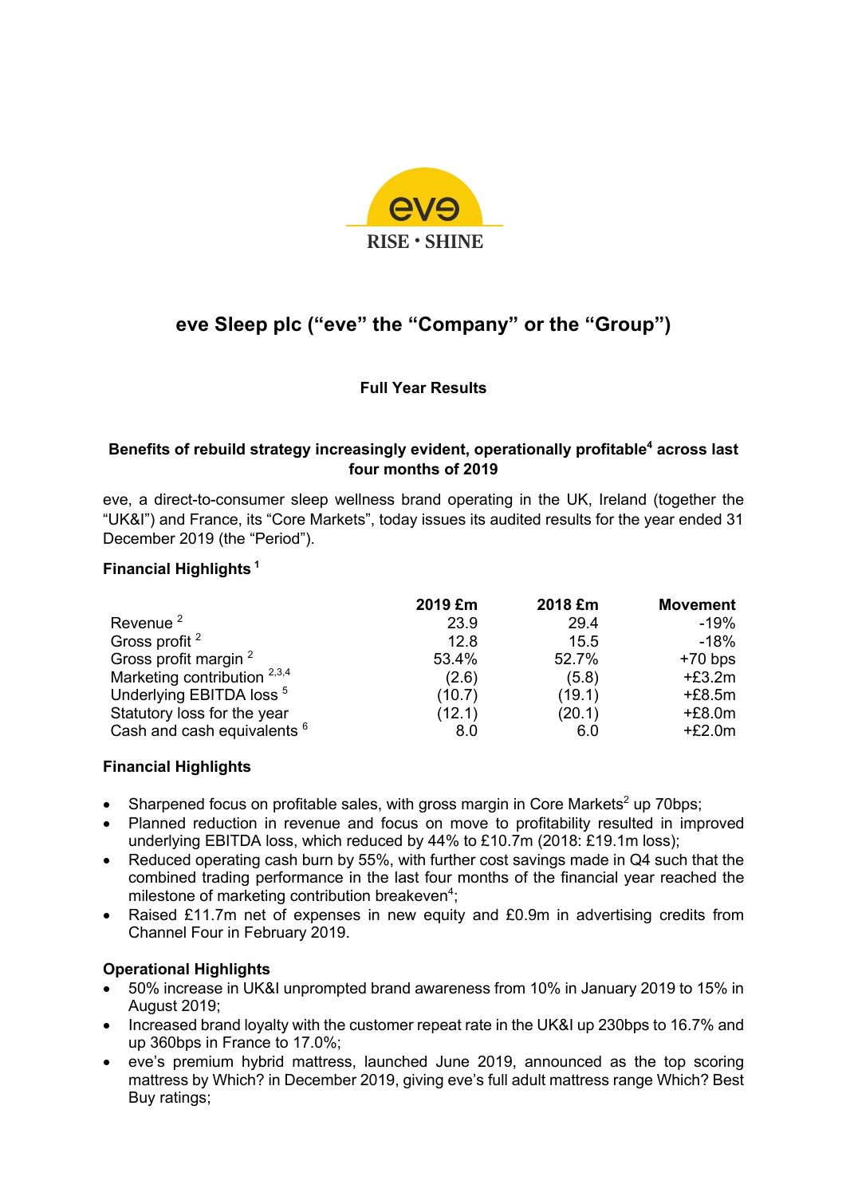# eve Sleep plc ("eve" the "Company" or the "Group")

**Full Year Results**

**Benefits of rebuild strategy increasingly evident, operationally profitable[4] across last four months of 2019**

eve, a direct-to-consumer sleep wellness brand operating in the UK, Ireland (together the "UK&I") and France, its "Core Markets", today issues its audited results for the year ended 31 December 2019 (the "Period").

### Financial Highlights [1]

| | 2019 £m | 2018 £m | Movement |
|---|---|---|---|
| Revenue [2] | 23.9 | 29.4 | -19% |
| Gross profit [2] | 12.8 | 15.5 | -18% |
| Gross profit margin [2] | 53.4% | 52.7% | +70 bps |
| Marketing contribution [2,3,4] | (2.6) | (5.8) | +£3.2m |
| Underlying EBITDA loss [5] | (10.7) | (19.1) | +£8.5m |
| Statutory loss for the year | (12.1) | (20.1) | +£8.0m |
| Cash and cash equivalents [6] | 8.0 | 6.0 | +£2.0m |

### Financial Highlights

- Sharpened focus on profitable sales, with gross margin in Core Markets[2] up 70bps;
- Planned reduction in revenue and focus on move to profitability resulted in improved underlying EBITDA loss, which reduced by 44% to £10.7m (2018: £19.1m loss);
- Reduced operating cash burn by 55%, with further cost savings made in Q4 such that the combined trading performance in the last four months of the financial year reached the milestone of marketing contribution breakeven[4];
- Raised £11.7m net of expenses in new equity and £0.9m in advertising credits from Channel Four in February 2019.

### Operational Highlights

- 50% increase in UK&I unprompted brand awareness from 10% in January 2019 to 15% in August 2019;
- Increased brand loyalty with the customer repeat rate in the UK&I up 230bps to 16.7% and up 360bps in France to 17.0%;
- eve's premium hybrid mattress, launched June 2019, announced as the top scoring mattress by Which? in December 2019, giving eve's full adult mattress range Which? Best Buy ratings;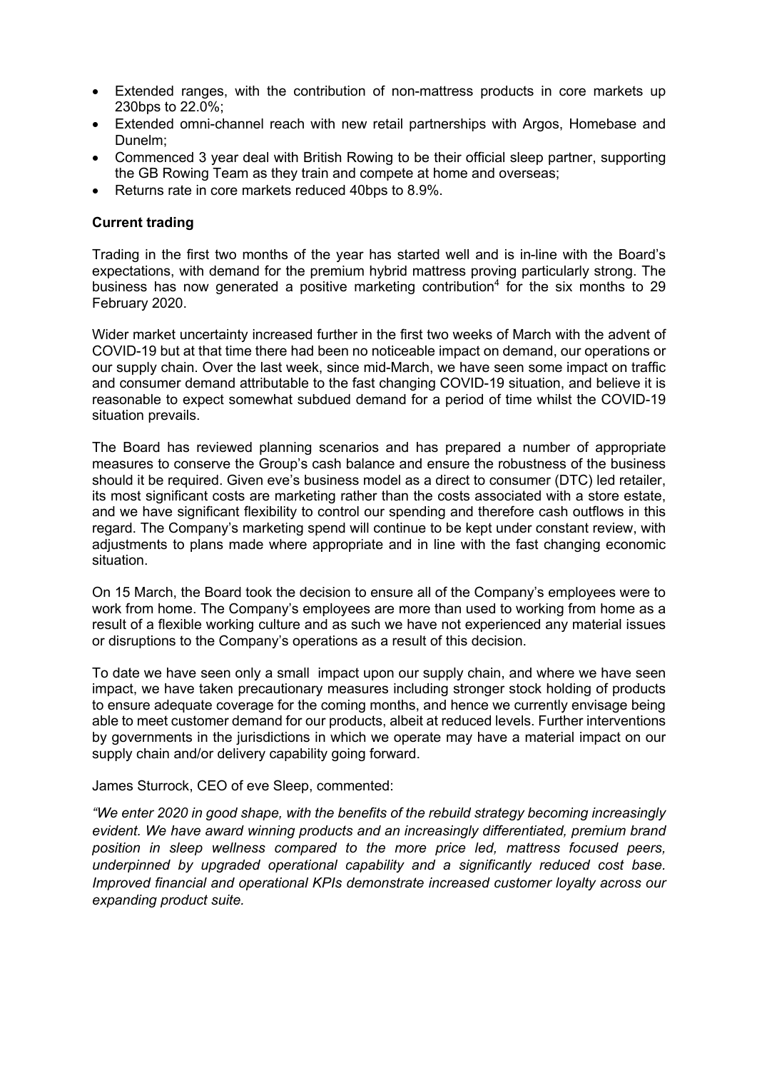- Extended ranges, with the contribution of non-mattress products in core markets up 230bps to 22.0%;
- Extended omni-channel reach with new retail partnerships with Argos, Homebase and Dunelm;
- Commenced 3 year deal with British Rowing to be their official sleep partner, supporting the GB Rowing Team as they train and compete at home and overseas;
- Returns rate in core markets reduced 40bps to 8.9%.

**Current trading**

Trading in the first two months of the year has started well and is in-line with the Board's expectations, with demand for the premium hybrid mattress proving particularly strong. The business has now generated a positive marketing contribution[4] for the six months to 29 February 2020.

Wider market uncertainty increased further in the first two weeks of March with the advent of COVID-19 but at that time there had been no noticeable impact on demand, our operations or our supply chain. Over the last week, since mid-March, we have seen some impact on traffic and consumer demand attributable to the fast changing COVID-19 situation, and believe it is reasonable to expect somewhat subdued demand for a period of time whilst the COVID-19 situation prevails.

The Board has reviewed planning scenarios and has prepared a number of appropriate measures to conserve the Group's cash balance and ensure the robustness of the business should it be required. Given eve's business model as a direct to consumer (DTC) led retailer, its most significant costs are marketing rather than the costs associated with a store estate, and we have significant flexibility to control our spending and therefore cash outflows in this regard. The Company's marketing spend will continue to be kept under constant review, with adjustments to plans made where appropriate and in line with the fast changing economic situation.

On 15 March, the Board took the decision to ensure all of the Company's employees were to work from home. The Company's employees are more than used to working from home as a result of a flexible working culture and as such we have not experienced any material issues or disruptions to the Company's operations as a result of this decision.

To date we have seen only a small impact upon our supply chain, and where we have seen impact, we have taken precautionary measures including stronger stock holding of products to ensure adequate coverage for the coming months, and hence we currently envisage being able to meet customer demand for our products, albeit at reduced levels. Further interventions by governments in the jurisdictions in which we operate may have a material impact on our supply chain and/or delivery capability going forward.

James Sturrock, CEO of eve Sleep, commented:

*"We enter 2020 in good shape, with the benefits of the rebuild strategy becoming increasingly evident. We have award winning products and an increasingly differentiated, premium brand position in sleep wellness compared to the more price led, mattress focused peers, underpinned by upgraded operational capability and a significantly reduced cost base. Improved financial and operational KPIs demonstrate increased customer loyalty across our expanding product suite.*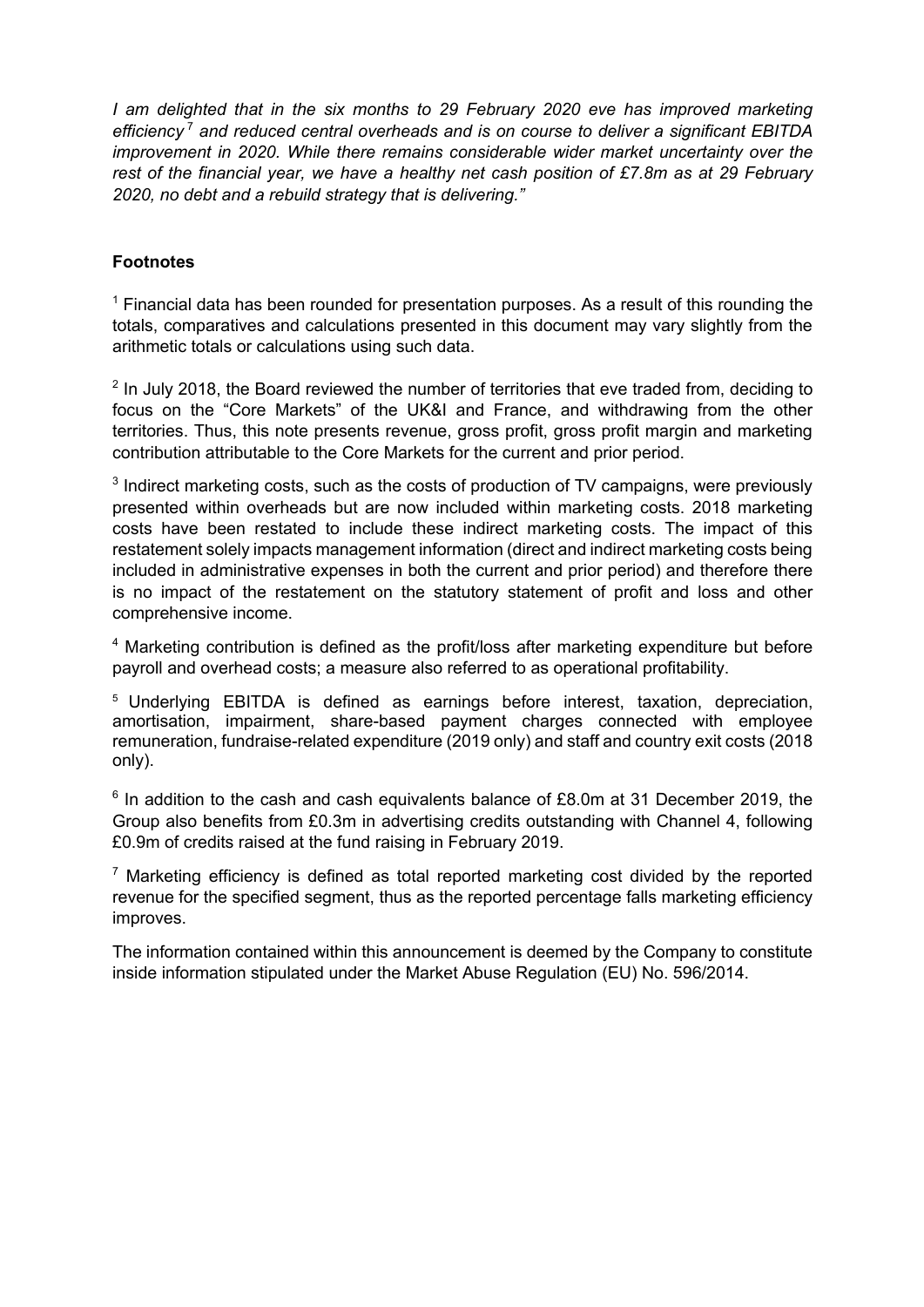*I am delighted that in the six months to 29 February 2020 eve has improved marketing efficiency[7] and reduced central overheads and is on course to deliver a significant EBITDA improvement in 2020. While there remains considerable wider market uncertainty over the rest of the financial year, we have a healthy net cash position of £7.8m as at 29 February 2020, no debt and a rebuild strategy that is delivering."*

**Footnotes**

[1] Financial data has been rounded for presentation purposes. As a result of this rounding the totals, comparatives and calculations presented in this document may vary slightly from the arithmetic totals or calculations using such data.

[2] In July 2018, the Board reviewed the number of territories that eve traded from, deciding to focus on the "Core Markets" of the UK&I and France, and withdrawing from the other territories. Thus, this note presents revenue, gross profit, gross profit margin and marketing contribution attributable to the Core Markets for the current and prior period.

[3] Indirect marketing costs, such as the costs of production of TV campaigns, were previously presented within overheads but are now included within marketing costs. 2018 marketing costs have been restated to include these indirect marketing costs. The impact of this restatement solely impacts management information (direct and indirect marketing costs being included in administrative expenses in both the current and prior period) and therefore there is no impact of the restatement on the statutory statement of profit and loss and other comprehensive income.

[4] Marketing contribution is defined as the profit/loss after marketing expenditure but before payroll and overhead costs; a measure also referred to as operational profitability.

[5] Underlying EBITDA is defined as earnings before interest, taxation, depreciation, amortisation, impairment, share-based payment charges connected with employee remuneration, fundraise-related expenditure (2019 only) and staff and country exit costs (2018 only).

[6] In addition to the cash and cash equivalents balance of £8.0m at 31 December 2019, the Group also benefits from £0.3m in advertising credits outstanding with Channel 4, following £0.9m of credits raised at the fund raising in February 2019.

[7] Marketing efficiency is defined as total reported marketing cost divided by the reported revenue for the specified segment, thus as the reported percentage falls marketing efficiency improves.

The information contained within this announcement is deemed by the Company to constitute inside information stipulated under the Market Abuse Regulation (EU) No. 596/2014.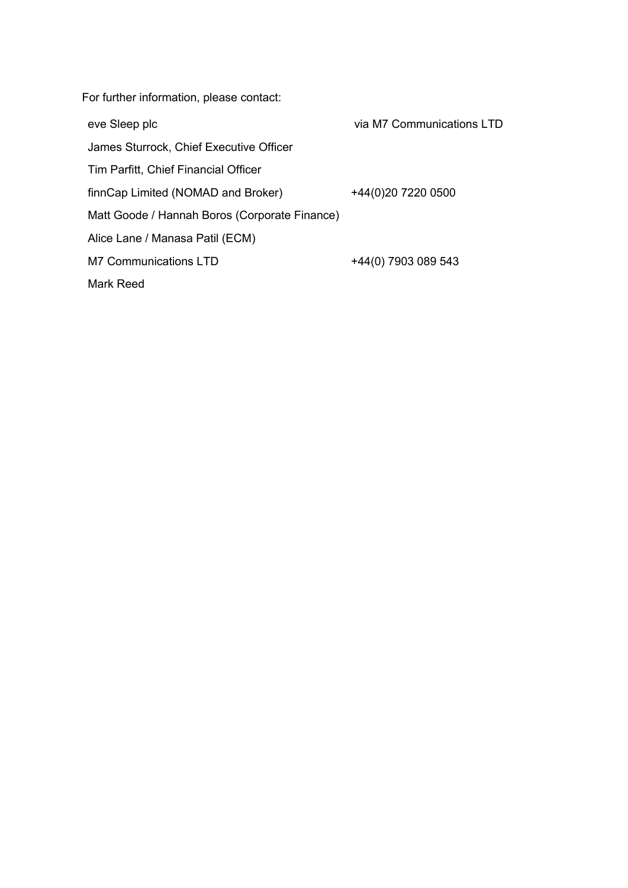For further information, please contact:

| | |
|---|---|
| eve Sleep plc | via M7 Communications LTD |
| James Sturrock, Chief Executive Officer | |
| Tim Parfitt, Chief Financial Officer | |
| finnCap Limited (NOMAD and Broker) | +44(0)20 7220 0500 |
| Matt Goode / Hannah Boros (Corporate Finance) | |
| Alice Lane / Manasa Patil (ECM) | |
| M7 Communications LTD | +44(0) 7903 089 543 |
| Mark Reed | |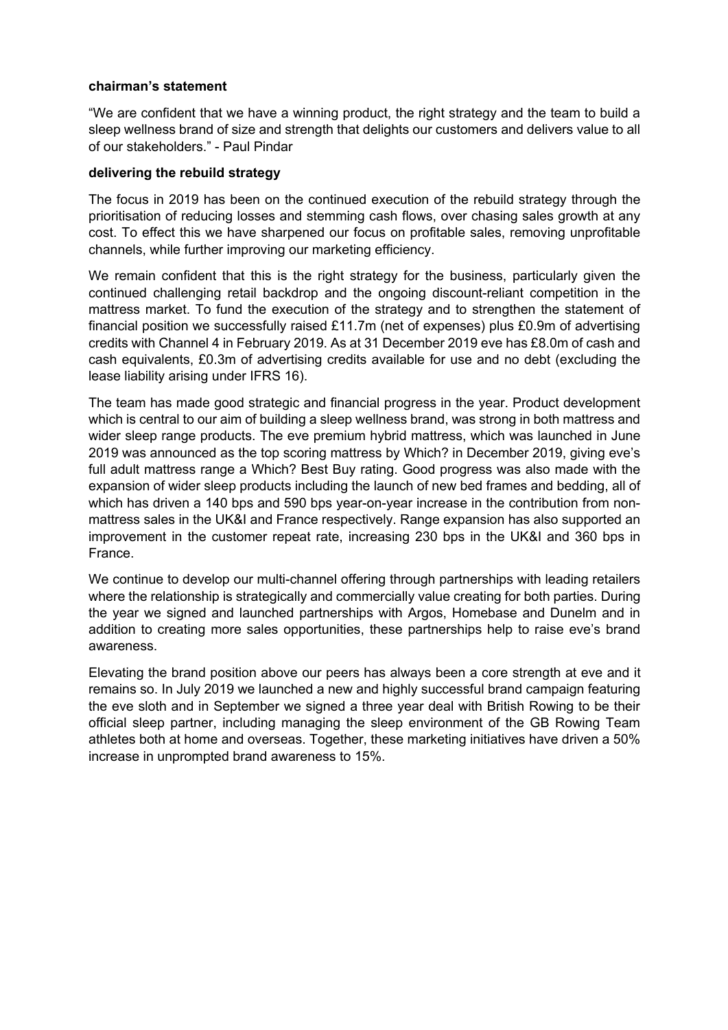## chairman's statement

"We are confident that we have a winning product, the right strategy and the team to build a sleep wellness brand of size and strength that delights our customers and delivers value to all of our stakeholders." - Paul Pindar

### delivering the rebuild strategy

The focus in 2019 has been on the continued execution of the rebuild strategy through the prioritisation of reducing losses and stemming cash flows, over chasing sales growth at any cost. To effect this we have sharpened our focus on profitable sales, removing unprofitable channels, while further improving our marketing efficiency.

We remain confident that this is the right strategy for the business, particularly given the continued challenging retail backdrop and the ongoing discount-reliant competition in the mattress market. To fund the execution of the strategy and to strengthen the statement of financial position we successfully raised £11.7m (net of expenses) plus £0.9m of advertising credits with Channel 4 in February 2019. As at 31 December 2019 eve has £8.0m of cash and cash equivalents, £0.3m of advertising credits available for use and no debt (excluding the lease liability arising under IFRS 16).

The team has made good strategic and financial progress in the year. Product development which is central to our aim of building a sleep wellness brand, was strong in both mattress and wider sleep range products. The eve premium hybrid mattress, which was launched in June 2019 was announced as the top scoring mattress by Which? in December 2019, giving eve's full adult mattress range a Which? Best Buy rating. Good progress was also made with the expansion of wider sleep products including the launch of new bed frames and bedding, all of which has driven a 140 bps and 590 bps year-on-year increase in the contribution from non-mattress sales in the UK&I and France respectively. Range expansion has also supported an improvement in the customer repeat rate, increasing 230 bps in the UK&I and 360 bps in France.

We continue to develop our multi-channel offering through partnerships with leading retailers where the relationship is strategically and commercially value creating for both parties. During the year we signed and launched partnerships with Argos, Homebase and Dunelm and in addition to creating more sales opportunities, these partnerships help to raise eve's brand awareness.

Elevating the brand position above our peers has always been a core strength at eve and it remains so. In July 2019 we launched a new and highly successful brand campaign featuring the eve sloth and in September we signed a three year deal with British Rowing to be their official sleep partner, including managing the sleep environment of the GB Rowing Team athletes both at home and overseas. Together, these marketing initiatives have driven a 50% increase in unprompted brand awareness to 15%.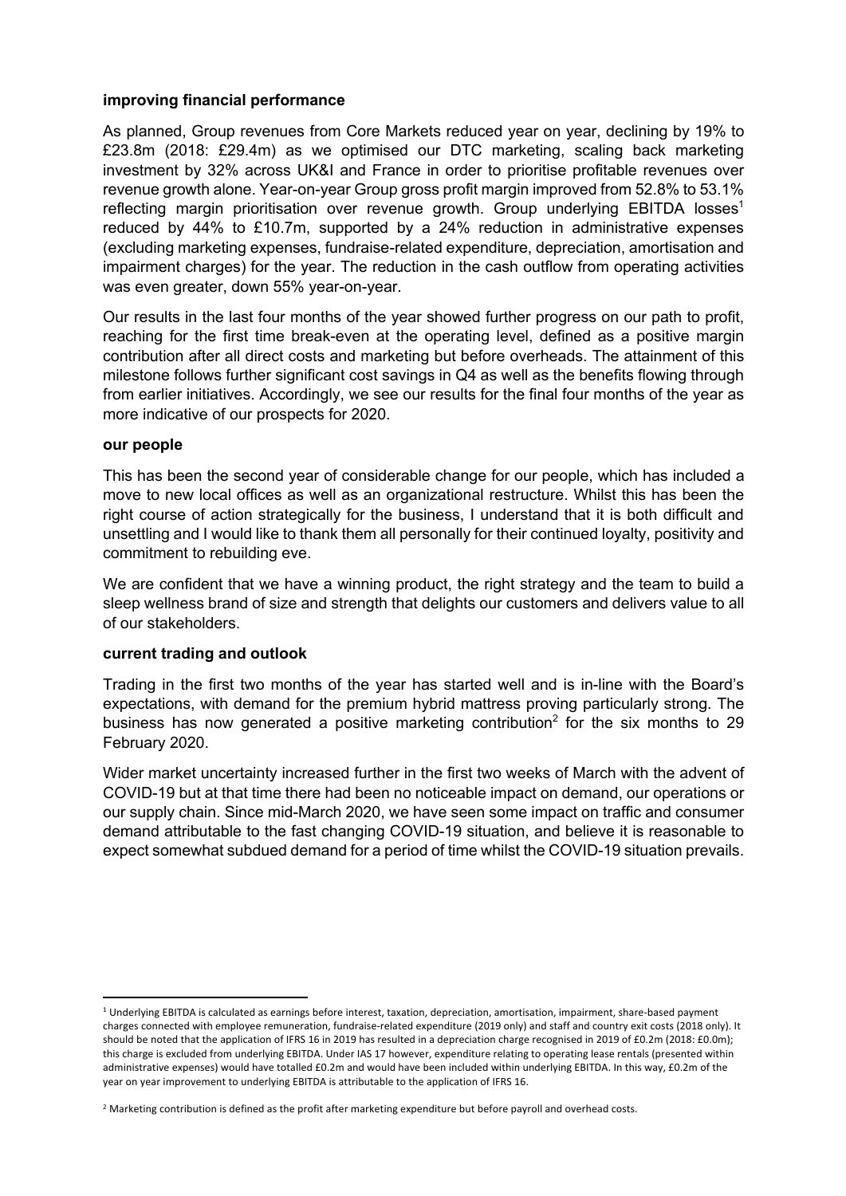**improving financial performance**

As planned, Group revenues from Core Markets reduced year on year, declining by 19% to £23.8m (2018: £29.4m) as we optimised our DTC marketing, scaling back marketing investment by 32% across UK&I and France in order to prioritise profitable revenues over revenue growth alone. Year-on-year Group gross profit margin improved from 52.8% to 53.1% reflecting margin prioritisation over revenue growth. Group underlying EBITDA losses[1] reduced by 44% to £10.7m, supported by a 24% reduction in administrative expenses (excluding marketing expenses, fundraise-related expenditure, depreciation, amortisation and impairment charges) for the year. The reduction in the cash outflow from operating activities was even greater, down 55% year-on-year.

Our results in the last four months of the year showed further progress on our path to profit, reaching for the first time break-even at the operating level, defined as a positive margin contribution after all direct costs and marketing but before overheads. The attainment of this milestone follows further significant cost savings in Q4 as well as the benefits flowing through from earlier initiatives. Accordingly, we see our results for the final four months of the year as more indicative of our prospects for 2020.

**our people**

This has been the second year of considerable change for our people, which has included a move to new local offices as well as an organizational restructure. Whilst this has been the right course of action strategically for the business, I understand that it is both difficult and unsettling and I would like to thank them all personally for their continued loyalty, positivity and commitment to rebuilding eve.

We are confident that we have a winning product, the right strategy and the team to build a sleep wellness brand of size and strength that delights our customers and delivers value to all of our stakeholders.

**current trading and outlook**

Trading in the first two months of the year has started well and is in-line with the Board's expectations, with demand for the premium hybrid mattress proving particularly strong. The business has now generated a positive marketing contribution[2] for the six months to 29 February 2020.

Wider market uncertainty increased further in the first two weeks of March with the advent of COVID-19 but at that time there had been no noticeable impact on demand, our operations or our supply chain. Since mid-March 2020, we have seen some impact on traffic and consumer demand attributable to the fast changing COVID-19 situation, and believe it is reasonable to expect somewhat subdued demand for a period of time whilst the COVID-19 situation prevails.

---

[1] Underlying EBITDA is calculated as earnings before interest, taxation, depreciation, amortisation, impairment, share-based payment charges connected with employee remuneration, fundraise-related expenditure (2019 only) and staff and country exit costs (2018 only). It should be noted that the application of IFRS 16 in 2019 has resulted in a depreciation charge recognised in 2019 of £0.2m (2018: £0.0m); this charge is excluded from underlying EBITDA. Under IAS 17 however, expenditure relating to operating lease rentals (presented within administrative expenses) would have totalled £0.2m and would have been included within underlying EBITDA. In this way, £0.2m of the year on year improvement to underlying EBITDA is attributable to the application of IFRS 16.

[2] Marketing contribution is defined as the profit after marketing expenditure but before payroll and overhead costs.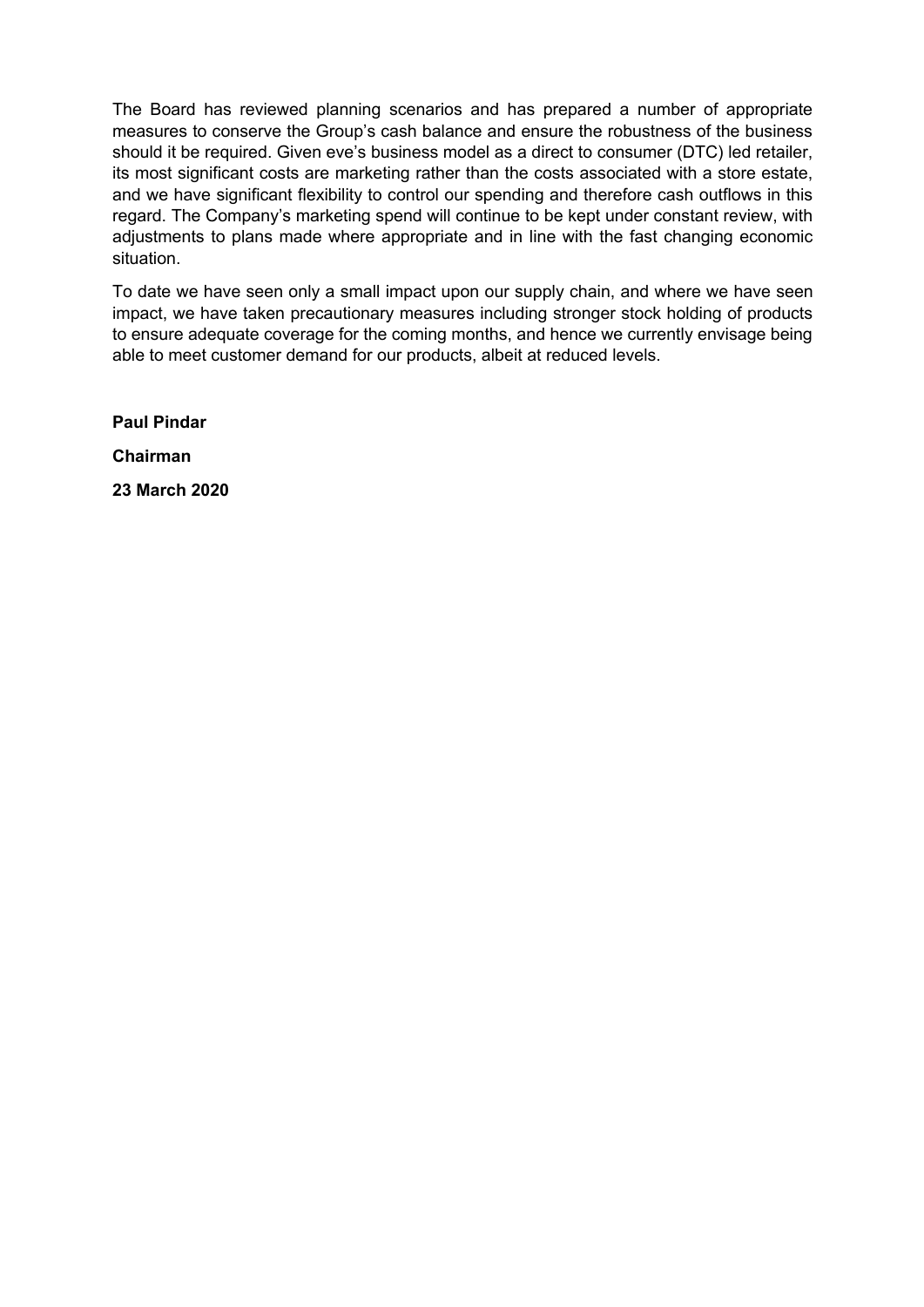The Board has reviewed planning scenarios and has prepared a number of appropriate measures to conserve the Group's cash balance and ensure the robustness of the business should it be required. Given eve's business model as a direct to consumer (DTC) led retailer, its most significant costs are marketing rather than the costs associated with a store estate, and we have significant flexibility to control our spending and therefore cash outflows in this regard. The Company's marketing spend will continue to be kept under constant review, with adjustments to plans made where appropriate and in line with the fast changing economic situation.

To date we have seen only a small impact upon our supply chain, and where we have seen impact, we have taken precautionary measures including stronger stock holding of products to ensure adequate coverage for the coming months, and hence we currently envisage being able to meet customer demand for our products, albeit at reduced levels.

**Paul Pindar**

**Chairman**

**23 March 2020**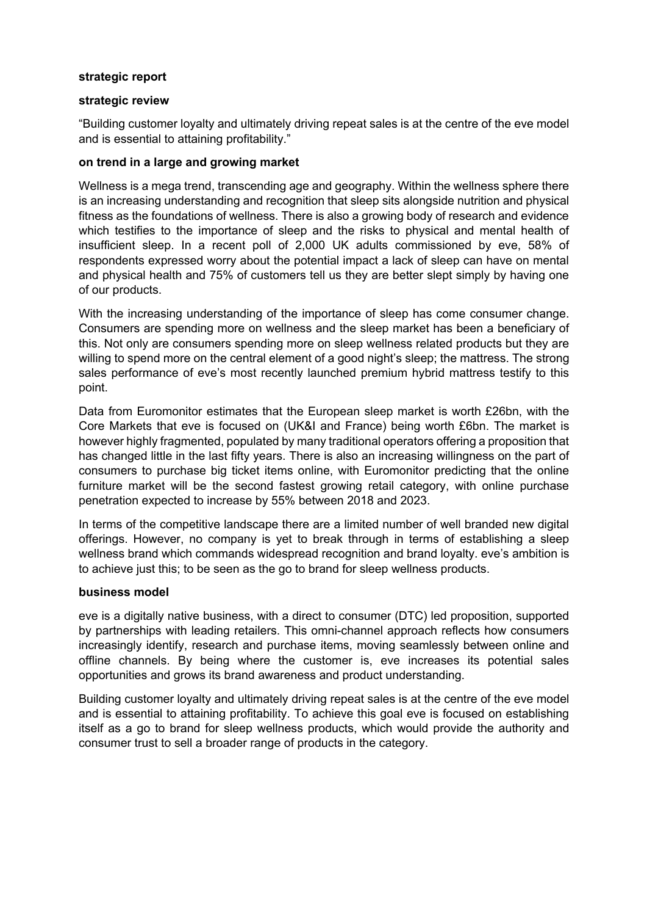## strategic report

### strategic review

“Building customer loyalty and ultimately driving repeat sales is at the centre of the eve model and is essential to attaining profitability.”

### on trend in a large and growing market

Wellness is a mega trend, transcending age and geography. Within the wellness sphere there is an increasing understanding and recognition that sleep sits alongside nutrition and physical fitness as the foundations of wellness. There is also a growing body of research and evidence which testifies to the importance of sleep and the risks to physical and mental health of insufficient sleep. In a recent poll of 2,000 UK adults commissioned by eve, 58% of respondents expressed worry about the potential impact a lack of sleep can have on mental and physical health and 75% of customers tell us they are better slept simply by having one of our products.

With the increasing understanding of the importance of sleep has come consumer change. Consumers are spending more on wellness and the sleep market has been a beneficiary of this. Not only are consumers spending more on sleep wellness related products but they are willing to spend more on the central element of a good night’s sleep; the mattress. The strong sales performance of eve’s most recently launched premium hybrid mattress testify to this point.

Data from Euromonitor estimates that the European sleep market is worth £26bn, with the Core Markets that eve is focused on (UK&I and France) being worth £6bn. The market is however highly fragmented, populated by many traditional operators offering a proposition that has changed little in the last fifty years. There is also an increasing willingness on the part of consumers to purchase big ticket items online, with Euromonitor predicting that the online furniture market will be the second fastest growing retail category, with online purchase penetration expected to increase by 55% between 2018 and 2023.

In terms of the competitive landscape there are a limited number of well branded new digital offerings. However, no company is yet to break through in terms of establishing a sleep wellness brand which commands widespread recognition and brand loyalty. eve’s ambition is to achieve just this; to be seen as the go to brand for sleep wellness products.

### business model

eve is a digitally native business, with a direct to consumer (DTC) led proposition, supported by partnerships with leading retailers. This omni-channel approach reflects how consumers increasingly identify, research and purchase items, moving seamlessly between online and offline channels. By being where the customer is, eve increases its potential sales opportunities and grows its brand awareness and product understanding.

Building customer loyalty and ultimately driving repeat sales is at the centre of the eve model and is essential to attaining profitability. To achieve this goal eve is focused on establishing itself as a go to brand for sleep wellness products, which would provide the authority and consumer trust to sell a broader range of products in the category.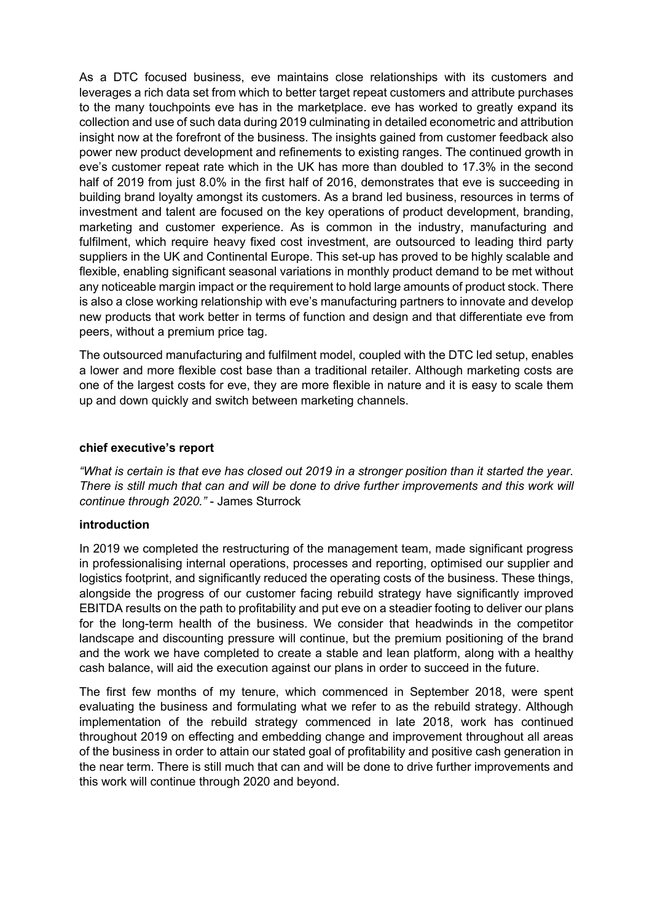As a DTC focused business, eve maintains close relationships with its customers and leverages a rich data set from which to better target repeat customers and attribute purchases to the many touchpoints eve has in the marketplace. eve has worked to greatly expand its collection and use of such data during 2019 culminating in detailed econometric and attribution insight now at the forefront of the business. The insights gained from customer feedback also power new product development and refinements to existing ranges. The continued growth in eve's customer repeat rate which in the UK has more than doubled to 17.3% in the second half of 2019 from just 8.0% in the first half of 2016, demonstrates that eve is succeeding in building brand loyalty amongst its customers. As a brand led business, resources in terms of investment and talent are focused on the key operations of product development, branding, marketing and customer experience. As is common in the industry, manufacturing and fulfilment, which require heavy fixed cost investment, are outsourced to leading third party suppliers in the UK and Continental Europe. This set-up has proved to be highly scalable and flexible, enabling significant seasonal variations in monthly product demand to be met without any noticeable margin impact or the requirement to hold large amounts of product stock. There is also a close working relationship with eve's manufacturing partners to innovate and develop new products that work better in terms of function and design and that differentiate eve from peers, without a premium price tag.

The outsourced manufacturing and fulfilment model, coupled with the DTC led setup, enables a lower and more flexible cost base than a traditional retailer. Although marketing costs are one of the largest costs for eve, they are more flexible in nature and it is easy to scale them up and down quickly and switch between marketing channels.

## chief executive's report

*"What is certain is that eve has closed out 2019 in a stronger position than it started the year. There is still much that can and will be done to drive further improvements and this work will continue through 2020."* - James Sturrock

### introduction

In 2019 we completed the restructuring of the management team, made significant progress in professionalising internal operations, processes and reporting, optimised our supplier and logistics footprint, and significantly reduced the operating costs of the business. These things, alongside the progress of our customer facing rebuild strategy have significantly improved EBITDA results on the path to profitability and put eve on a steadier footing to deliver our plans for the long-term health of the business. We consider that headwinds in the competitor landscape and discounting pressure will continue, but the premium positioning of the brand and the work we have completed to create a stable and lean platform, along with a healthy cash balance, will aid the execution against our plans in order to succeed in the future.

The first few months of my tenure, which commenced in September 2018, were spent evaluating the business and formulating what we refer to as the rebuild strategy. Although implementation of the rebuild strategy commenced in late 2018, work has continued throughout 2019 on effecting and embedding change and improvement throughout all areas of the business in order to attain our stated goal of profitability and positive cash generation in the near term. There is still much that can and will be done to drive further improvements and this work will continue through 2020 and beyond.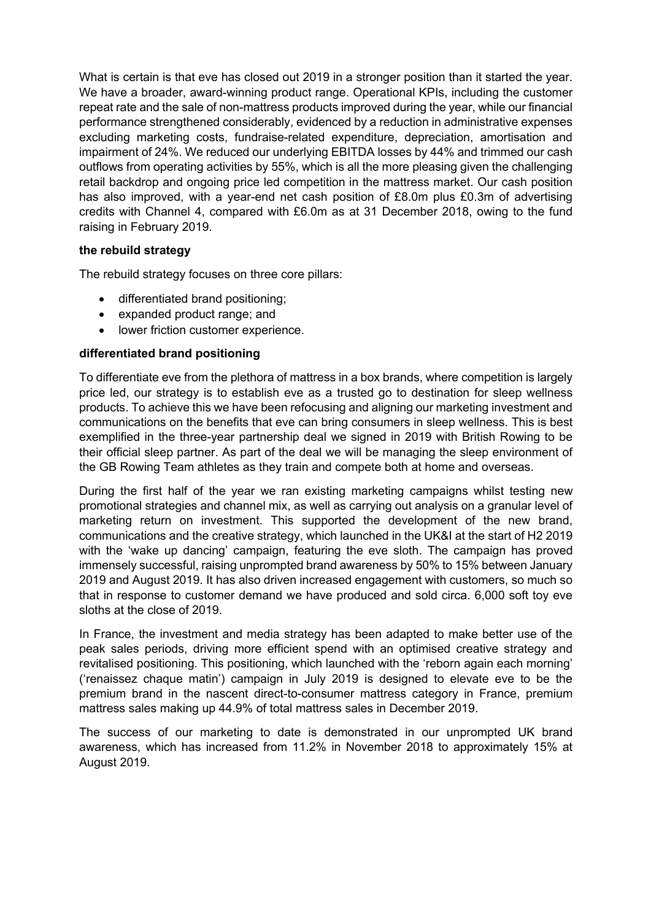What is certain is that eve has closed out 2019 in a stronger position than it started the year. We have a broader, award-winning product range. Operational KPIs, including the customer repeat rate and the sale of non-mattress products improved during the year, while our financial performance strengthened considerably, evidenced by a reduction in administrative expenses excluding marketing costs, fundraise-related expenditure, depreciation, amortisation and impairment of 24%. We reduced our underlying EBITDA losses by 44% and trimmed our cash outflows from operating activities by 55%, which is all the more pleasing given the challenging retail backdrop and ongoing price led competition in the mattress market. Our cash position has also improved, with a year-end net cash position of £8.0m plus £0.3m of advertising credits with Channel 4, compared with £6.0m as at 31 December 2018, owing to the fund raising in February 2019.

**the rebuild strategy**

The rebuild strategy focuses on three core pillars:

- differentiated brand positioning;
- expanded product range; and
- lower friction customer experience.

**differentiated brand positioning**

To differentiate eve from the plethora of mattress in a box brands, where competition is largely price led, our strategy is to establish eve as a trusted go to destination for sleep wellness products. To achieve this we have been refocusing and aligning our marketing investment and communications on the benefits that eve can bring consumers in sleep wellness. This is best exemplified in the three-year partnership deal we signed in 2019 with British Rowing to be their official sleep partner. As part of the deal we will be managing the sleep environment of the GB Rowing Team athletes as they train and compete both at home and overseas.

During the first half of the year we ran existing marketing campaigns whilst testing new promotional strategies and channel mix, as well as carrying out analysis on a granular level of marketing return on investment. This supported the development of the new brand, communications and the creative strategy, which launched in the UK&I at the start of H2 2019 with the 'wake up dancing' campaign, featuring the eve sloth. The campaign has proved immensely successful, raising unprompted brand awareness by 50% to 15% between January 2019 and August 2019. It has also driven increased engagement with customers, so much so that in response to customer demand we have produced and sold circa. 6,000 soft toy eve sloths at the close of 2019.

In France, the investment and media strategy has been adapted to make better use of the peak sales periods, driving more efficient spend with an optimised creative strategy and revitalised positioning. This positioning, which launched with the 'reborn again each morning' ('renaissez chaque matin') campaign in July 2019 is designed to elevate eve to be the premium brand in the nascent direct-to-consumer mattress category in France, premium mattress sales making up 44.9% of total mattress sales in December 2019.

The success of our marketing to date is demonstrated in our unprompted UK brand awareness, which has increased from 11.2% in November 2018 to approximately 15% at August 2019.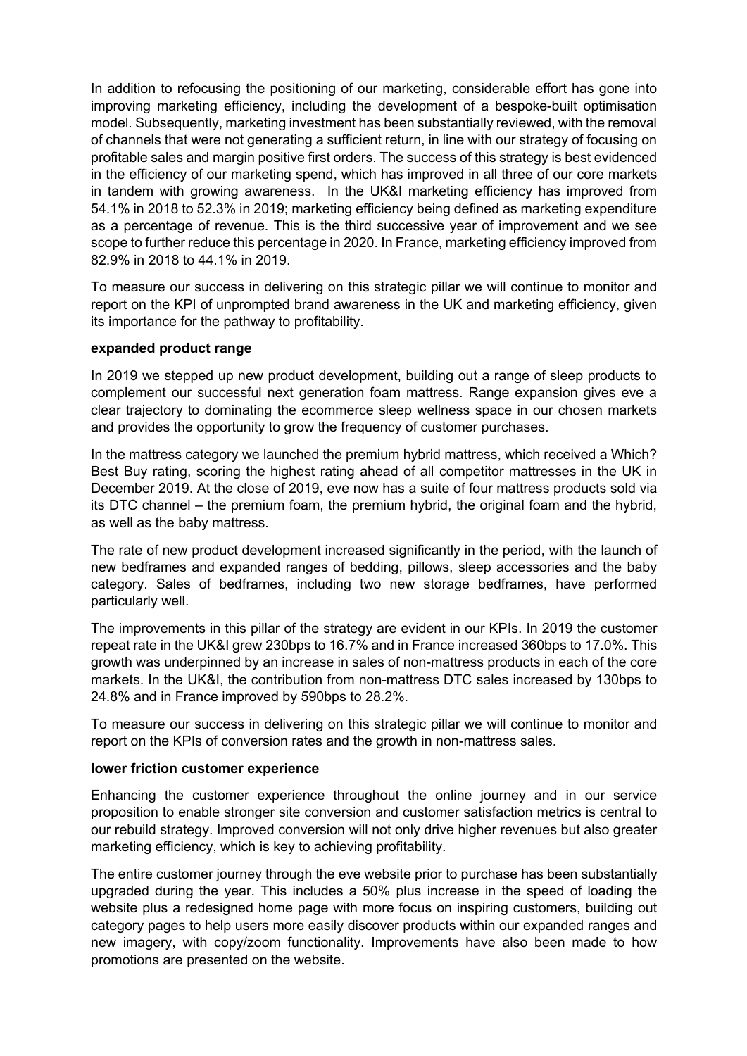In addition to refocusing the positioning of our marketing, considerable effort has gone into improving marketing efficiency, including the development of a bespoke-built optimisation model. Subsequently, marketing investment has been substantially reviewed, with the removal of channels that were not generating a sufficient return, in line with our strategy of focusing on profitable sales and margin positive first orders. The success of this strategy is best evidenced in the efficiency of our marketing spend, which has improved in all three of our core markets in tandem with growing awareness. In the UK&I marketing efficiency has improved from 54.1% in 2018 to 52.3% in 2019; marketing efficiency being defined as marketing expenditure as a percentage of revenue. This is the third successive year of improvement and we see scope to further reduce this percentage in 2020. In France, marketing efficiency improved from 82.9% in 2018 to 44.1% in 2019.

To measure our success in delivering on this strategic pillar we will continue to monitor and report on the KPI of unprompted brand awareness in the UK and marketing efficiency, given its importance for the pathway to profitability.

**expanded product range**

In 2019 we stepped up new product development, building out a range of sleep products to complement our successful next generation foam mattress. Range expansion gives eve a clear trajectory to dominating the ecommerce sleep wellness space in our chosen markets and provides the opportunity to grow the frequency of customer purchases.

In the mattress category we launched the premium hybrid mattress, which received a Which? Best Buy rating, scoring the highest rating ahead of all competitor mattresses in the UK in December 2019. At the close of 2019, eve now has a suite of four mattress products sold via its DTC channel – the premium foam, the premium hybrid, the original foam and the hybrid, as well as the baby mattress.

The rate of new product development increased significantly in the period, with the launch of new bedframes and expanded ranges of bedding, pillows, sleep accessories and the baby category. Sales of bedframes, including two new storage bedframes, have performed particularly well.

The improvements in this pillar of the strategy are evident in our KPIs. In 2019 the customer repeat rate in the UK&I grew 230bps to 16.7% and in France increased 360bps to 17.0%. This growth was underpinned by an increase in sales of non-mattress products in each of the core markets. In the UK&I, the contribution from non-mattress DTC sales increased by 130bps to 24.8% and in France improved by 590bps to 28.2%.

To measure our success in delivering on this strategic pillar we will continue to monitor and report on the KPIs of conversion rates and the growth in non-mattress sales.

**lower friction customer experience**

Enhancing the customer experience throughout the online journey and in our service proposition to enable stronger site conversion and customer satisfaction metrics is central to our rebuild strategy. Improved conversion will not only drive higher revenues but also greater marketing efficiency, which is key to achieving profitability.

The entire customer journey through the eve website prior to purchase has been substantially upgraded during the year. This includes a 50% plus increase in the speed of loading the website plus a redesigned home page with more focus on inspiring customers, building out category pages to help users more easily discover products within our expanded ranges and new imagery, with copy/zoom functionality. Improvements have also been made to how promotions are presented on the website.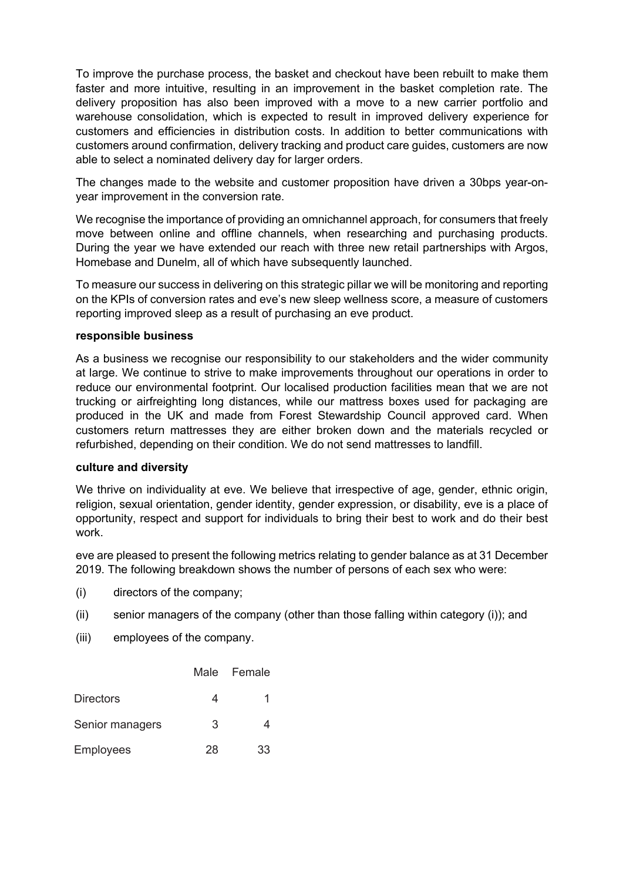To improve the purchase process, the basket and checkout have been rebuilt to make them faster and more intuitive, resulting in an improvement in the basket completion rate. The delivery proposition has also been improved with a move to a new carrier portfolio and warehouse consolidation, which is expected to result in improved delivery experience for customers and efficiencies in distribution costs. In addition to better communications with customers around confirmation, delivery tracking and product care guides, customers are now able to select a nominated delivery day for larger orders.

The changes made to the website and customer proposition have driven a 30bps year-on-year improvement in the conversion rate.

We recognise the importance of providing an omnichannel approach, for consumers that freely move between online and offline channels, when researching and purchasing products. During the year we have extended our reach with three new retail partnerships with Argos, Homebase and Dunelm, all of which have subsequently launched.

To measure our success in delivering on this strategic pillar we will be monitoring and reporting on the KPIs of conversion rates and eve's new sleep wellness score, a measure of customers reporting improved sleep as a result of purchasing an eve product.

**responsible business**

As a business we recognise our responsibility to our stakeholders and the wider community at large. We continue to strive to make improvements throughout our operations in order to reduce our environmental footprint. Our localised production facilities mean that we are not trucking or airfreighting long distances, while our mattress boxes used for packaging are produced in the UK and made from Forest Stewardship Council approved card. When customers return mattresses they are either broken down and the materials recycled or refurbished, depending on their condition. We do not send mattresses to landfill.

**culture and diversity**

We thrive on individuality at eve. We believe that irrespective of age, gender, ethnic origin, religion, sexual orientation, gender identity, gender expression, or disability, eve is a place of opportunity, respect and support for individuals to bring their best to work and do their best work.

eve are pleased to present the following metrics relating to gender balance as at 31 December 2019. The following breakdown shows the number of persons of each sex who were:

(i) directors of the company;

(ii) senior managers of the company (other than those falling within category (i)); and

(iii) employees of the company.

| | Male | Female |
|---|---|---|
| Directors | 4 | 1 |
| Senior managers | 3 | 4 |
| Employees | 28 | 33 |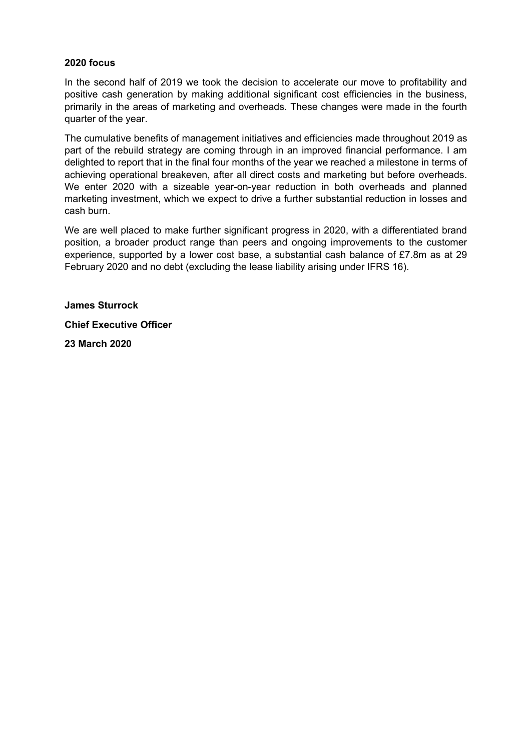**2020 focus**

In the second half of 2019 we took the decision to accelerate our move to profitability and positive cash generation by making additional significant cost efficiencies in the business, primarily in the areas of marketing and overheads. These changes were made in the fourth quarter of the year.

The cumulative benefits of management initiatives and efficiencies made throughout 2019 as part of the rebuild strategy are coming through in an improved financial performance. I am delighted to report that in the final four months of the year we reached a milestone in terms of achieving operational breakeven, after all direct costs and marketing but before overheads. We enter 2020 with a sizeable year-on-year reduction in both overheads and planned marketing investment, which we expect to drive a further substantial reduction in losses and cash burn.

We are well placed to make further significant progress in 2020, with a differentiated brand position, a broader product range than peers and ongoing improvements to the customer experience, supported by a lower cost base, a substantial cash balance of £7.8m as at 29 February 2020 and no debt (excluding the lease liability arising under IFRS 16).

**James Sturrock**

**Chief Executive Officer**

**23 March 2020**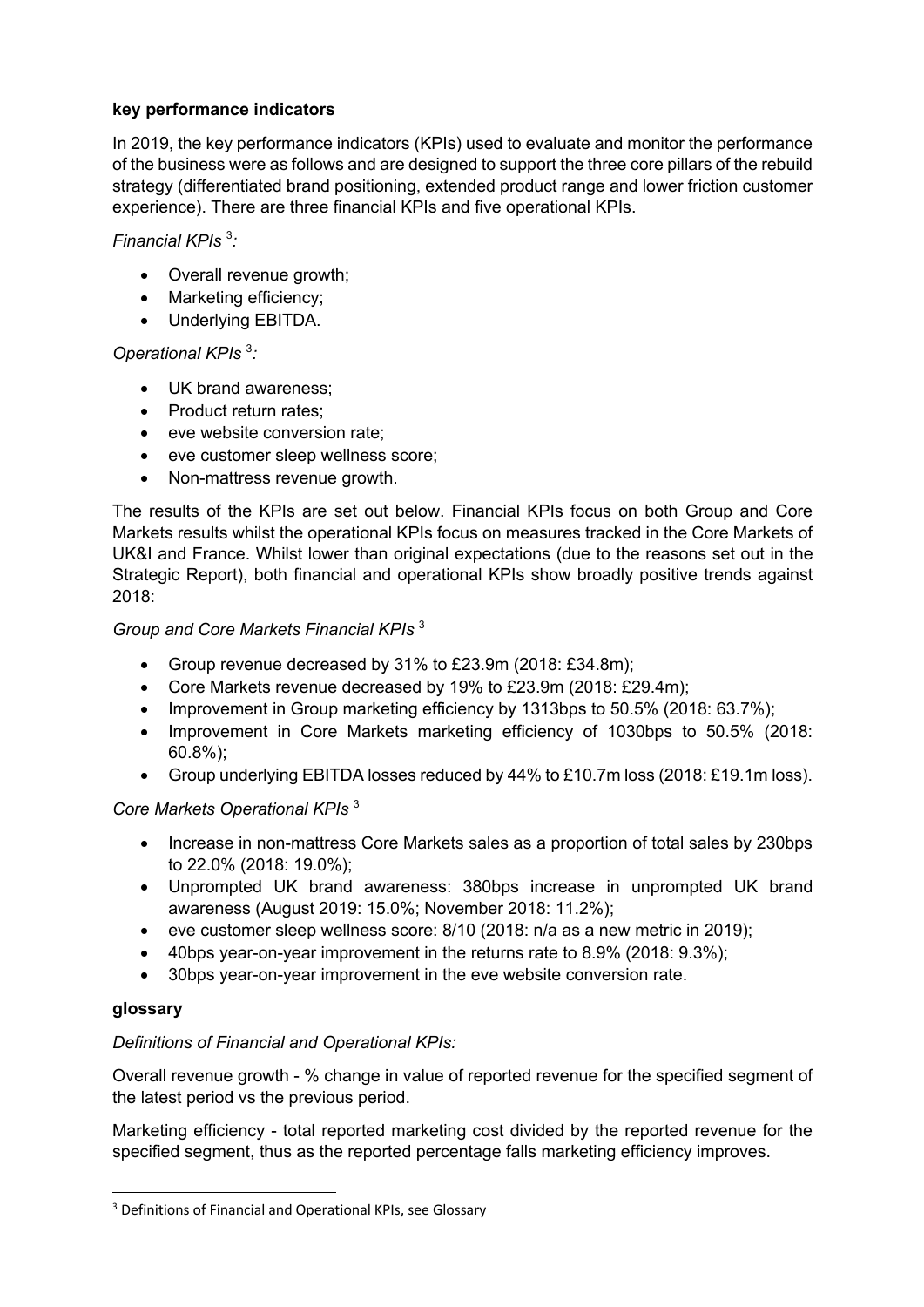**key performance indicators**

In 2019, the key performance indicators (KPIs) used to evaluate and monitor the performance of the business were as follows and are designed to support the three core pillars of the rebuild strategy (differentiated brand positioning, extended product range and lower friction customer experience). There are three financial KPIs and five operational KPIs.

*Financial KPIs* [3]*:*

- Overall revenue growth;
- Marketing efficiency;
- Underlying EBITDA.

*Operational KPIs* [3]*:*

- UK brand awareness;
- Product return rates;
- eve website conversion rate;
- eve customer sleep wellness score;
- Non-mattress revenue growth.

The results of the KPIs are set out below. Financial KPIs focus on both Group and Core Markets results whilst the operational KPIs focus on measures tracked in the Core Markets of UK&I and France. Whilst lower than original expectations (due to the reasons set out in the Strategic Report), both financial and operational KPIs show broadly positive trends against 2018:

*Group and Core Markets Financial KPIs* [3]

- Group revenue decreased by 31% to £23.9m (2018: £34.8m);
- Core Markets revenue decreased by 19% to £23.9m (2018: £29.4m);
- Improvement in Group marketing efficiency by 1313bps to 50.5% (2018: 63.7%);
- Improvement in Core Markets marketing efficiency of 1030bps to 50.5% (2018: 60.8%);
- Group underlying EBITDA losses reduced by 44% to £10.7m loss (2018: £19.1m loss).

*Core Markets Operational KPIs* [3]

- Increase in non-mattress Core Markets sales as a proportion of total sales by 230bps to 22.0% (2018: 19.0%);
- Unprompted UK brand awareness: 380bps increase in unprompted UK brand awareness (August 2019: 15.0%; November 2018: 11.2%);
- eve customer sleep wellness score: 8/10 (2018: n/a as a new metric in 2019);
- 40bps year-on-year improvement in the returns rate to 8.9% (2018: 9.3%);
- 30bps year-on-year improvement in the eve website conversion rate.

**glossary**

*Definitions of Financial and Operational KPIs:*

Overall revenue growth - % change in value of reported revenue for the specified segment of the latest period vs the previous period.

Marketing efficiency - total reported marketing cost divided by the reported revenue for the specified segment, thus as the reported percentage falls marketing efficiency improves.

[3] Definitions of Financial and Operational KPIs, see Glossary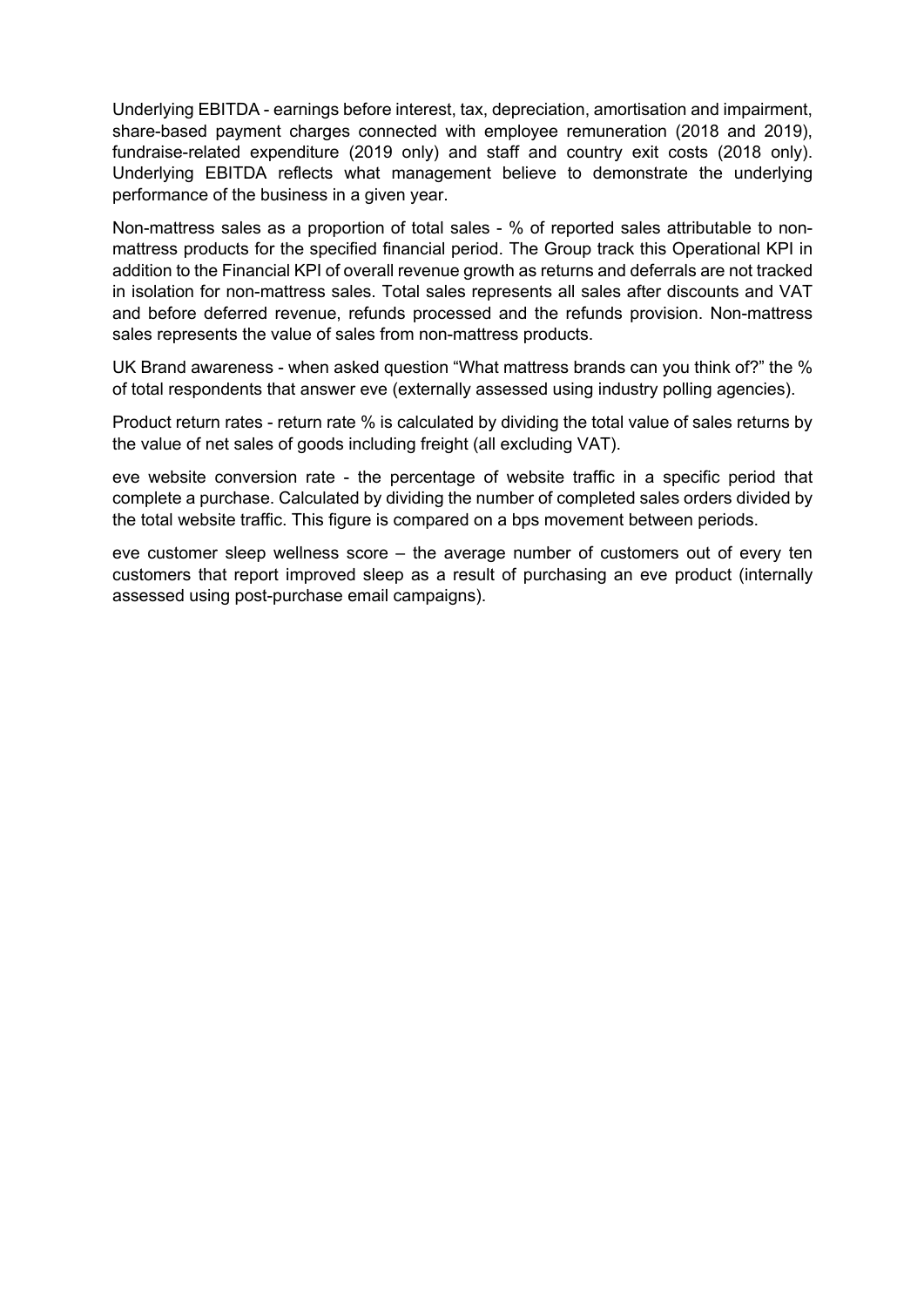Underlying EBITDA - earnings before interest, tax, depreciation, amortisation and impairment, share-based payment charges connected with employee remuneration (2018 and 2019), fundraise-related expenditure (2019 only) and staff and country exit costs (2018 only). Underlying EBITDA reflects what management believe to demonstrate the underlying performance of the business in a given year.

Non-mattress sales as a proportion of total sales - % of reported sales attributable to non-mattress products for the specified financial period. The Group track this Operational KPI in addition to the Financial KPI of overall revenue growth as returns and deferrals are not tracked in isolation for non-mattress sales. Total sales represents all sales after discounts and VAT and before deferred revenue, refunds processed and the refunds provision. Non-mattress sales represents the value of sales from non-mattress products.

UK Brand awareness - when asked question "What mattress brands can you think of?" the % of total respondents that answer eve (externally assessed using industry polling agencies).

Product return rates - return rate % is calculated by dividing the total value of sales returns by the value of net sales of goods including freight (all excluding VAT).

eve website conversion rate - the percentage of website traffic in a specific period that complete a purchase. Calculated by dividing the number of completed sales orders divided by the total website traffic. This figure is compared on a bps movement between periods.

eve customer sleep wellness score – the average number of customers out of every ten customers that report improved sleep as a result of purchasing an eve product (internally assessed using post-purchase email campaigns).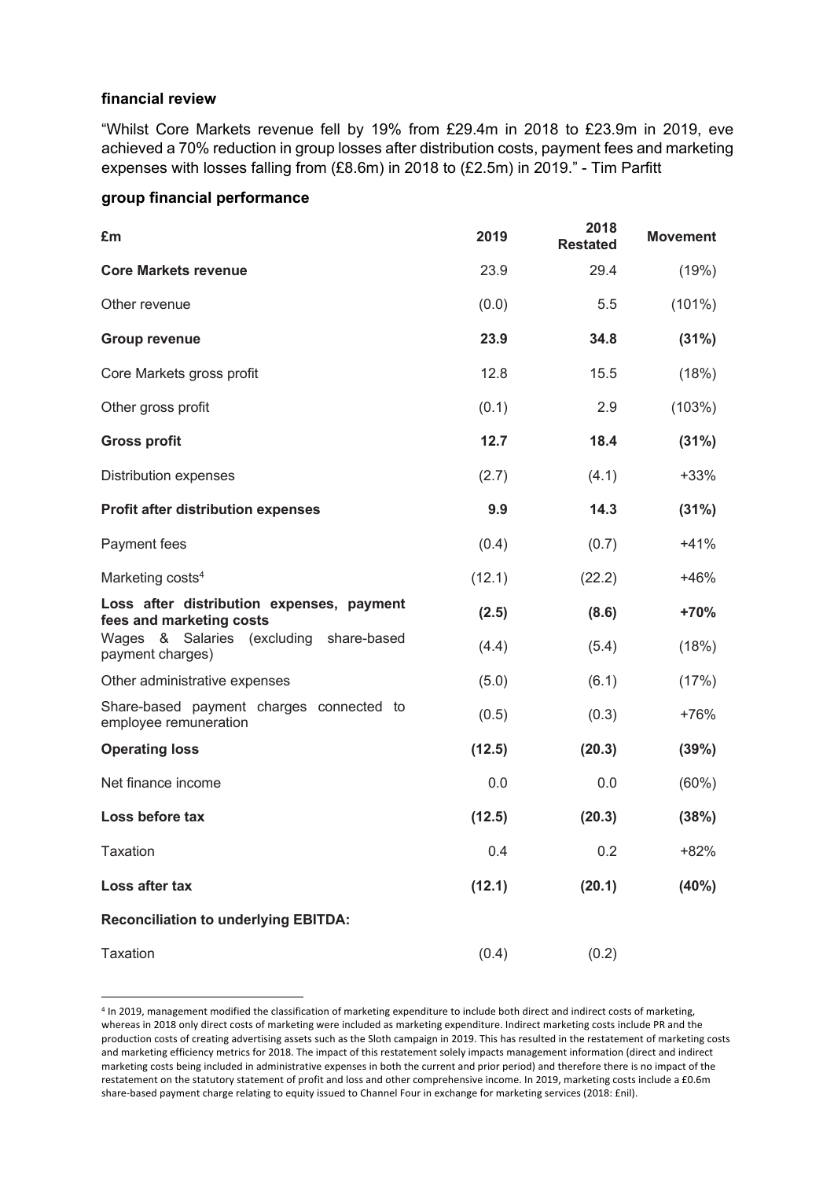**financial review**

"Whilst Core Markets revenue fell by 19% from £29.4m in 2018 to £23.9m in 2019, eve achieved a 70% reduction in group losses after distribution costs, payment fees and marketing expenses with losses falling from (£8.6m) in 2018 to (£2.5m) in 2019." - Tim Parfitt

**group financial performance**

| £m | 2019 | 2018 Restated | Movement |
|---|---|---|---|
| **Core Markets revenue** | 23.9 | 29.4 | (19%) |
| Other revenue | (0.0) | 5.5 | (101%) |
| **Group revenue** | **23.9** | **34.8** | **(31%)** |
| Core Markets gross profit | 12.8 | 15.5 | (18%) |
| Other gross profit | (0.1) | 2.9 | (103%) |
| **Gross profit** | **12.7** | **18.4** | **(31%)** |
| Distribution expenses | (2.7) | (4.1) | +33% |
| **Profit after distribution expenses** | **9.9** | **14.3** | **(31%)** |
| Payment fees | (0.4) | (0.7) | +41% |
| Marketing costs[4] | (12.1) | (22.2) | +46% |
| **Loss after distribution expenses, payment fees and marketing costs** | **(2.5)** | **(8.6)** | **+70%** |
| Wages & Salaries (excluding share-based payment charges) | (4.4) | (5.4) | (18%) |
| Other administrative expenses | (5.0) | (6.1) | (17%) |
| Share-based payment charges connected to employee remuneration | (0.5) | (0.3) | +76% |
| **Operating loss** | **(12.5)** | **(20.3)** | **(39%)** |
| Net finance income | 0.0 | 0.0 | (60%) |
| **Loss before tax** | **(12.5)** | **(20.3)** | **(38%)** |
| Taxation | 0.4 | 0.2 | +82% |
| **Loss after tax** | **(12.1)** | **(20.1)** | **(40%)** |
| **Reconciliation to underlying EBITDA:** | | | |
| Taxation | (0.4) | (0.2) | |

[4] In 2019, management modified the classification of marketing expenditure to include both direct and indirect costs of marketing, whereas in 2018 only direct costs of marketing were included as marketing expenditure. Indirect marketing costs include PR and the production costs of creating advertising assets such as the Sloth campaign in 2019. This has resulted in the restatement of marketing costs and marketing efficiency metrics for 2018. The impact of this restatement solely impacts management information (direct and indirect marketing costs being included in administrative expenses in both the current and prior period) and therefore there is no impact of the restatement on the statutory statement of profit and loss and other comprehensive income. In 2019, marketing costs include a £0.6m share-based payment charge relating to equity issued to Channel Four in exchange for marketing services (2018: £nil).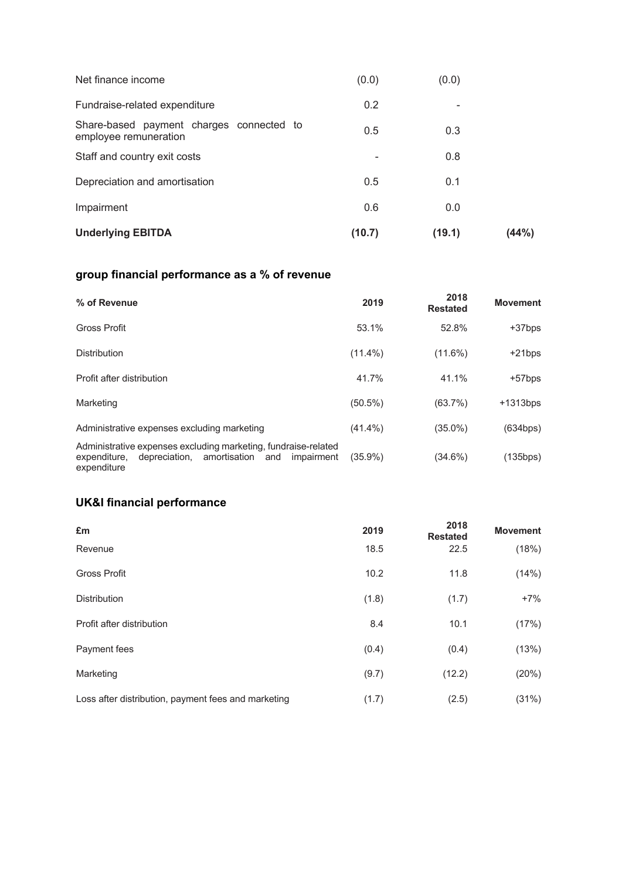| | | | |
|---|---|---|---|
| Net finance income | (0.0) | (0.0) | |
| Fundraise-related expenditure | 0.2 | - | |
| Share-based payment charges connected to employee remuneration | 0.5 | 0.3 | |
| Staff and country exit costs | - | 0.8 | |
| Depreciation and amortisation | 0.5 | 0.1 | |
| Impairment | 0.6 | 0.0 | |
| **Underlying EBITDA** | **(10.7)** | **(19.1)** | **(44%)** |

## group financial performance as a % of revenue

| % of Revenue | 2019 | 2018 Restated | Movement |
|---|---|---|---|
| Gross Profit | 53.1% | 52.8% | +37bps |
| Distribution | (11.4%) | (11.6%) | +21bps |
| Profit after distribution | 41.7% | 41.1% | +57bps |
| Marketing | (50.5%) | (63.7%) | +1313bps |
| Administrative expenses excluding marketing | (41.4%) | (35.0%) | (634bps) |
| Administrative expenses excluding marketing, fundraise-related expenditure, depreciation, amortisation and impairment expenditure | (35.9%) | (34.6%) | (135bps) |

## UK&I financial performance

| £m | 2019 | 2018 Restated | Movement |
|---|---|---|---|
| Revenue | 18.5 | 22.5 | (18%) |
| Gross Profit | 10.2 | 11.8 | (14%) |
| Distribution | (1.8) | (1.7) | +7% |
| Profit after distribution | 8.4 | 10.1 | (17%) |
| Payment fees | (0.4) | (0.4) | (13%) |
| Marketing | (9.7) | (12.2) | (20%) |
| Loss after distribution, payment fees and marketing | (1.7) | (2.5) | (31%) |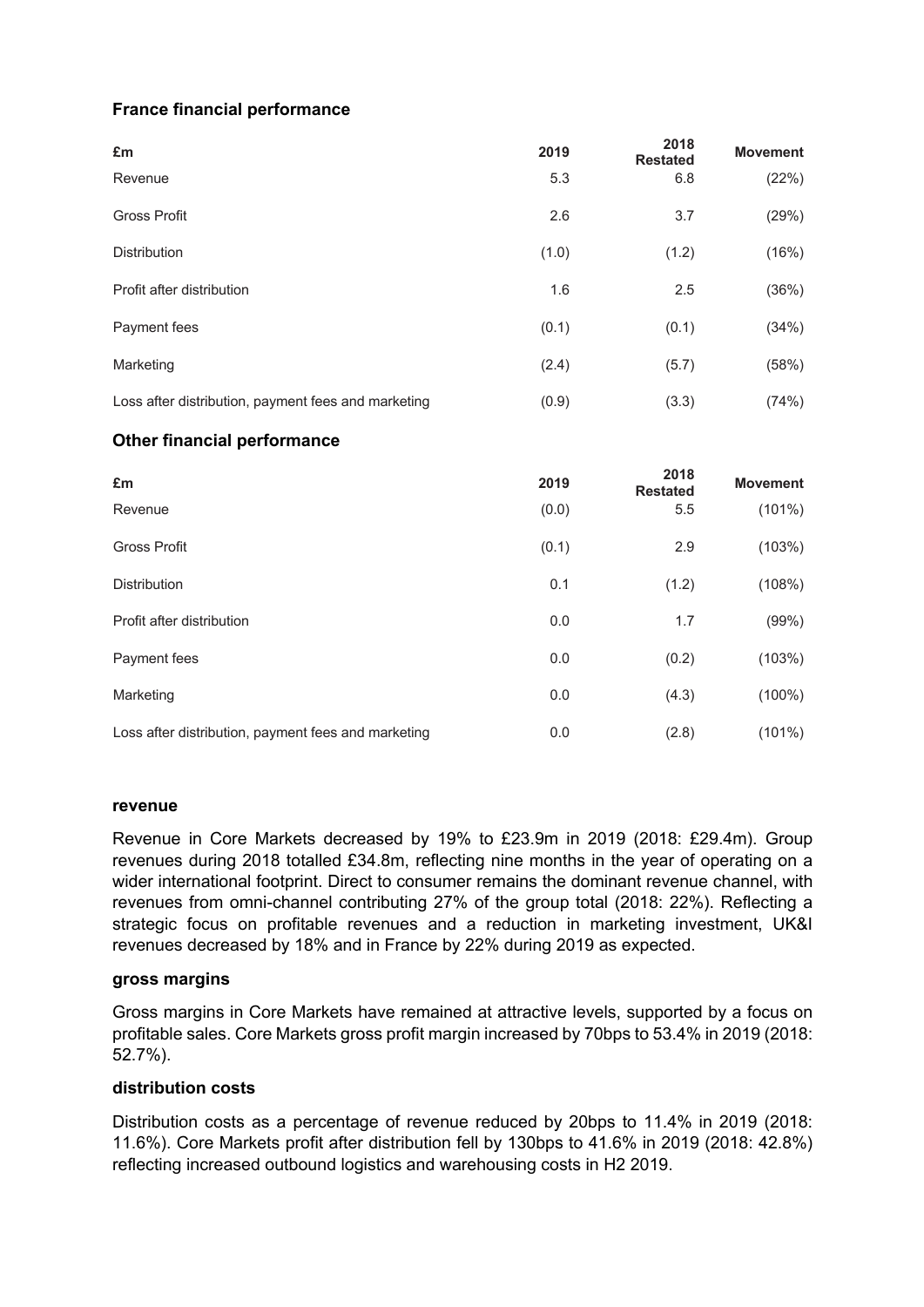### France financial performance

| £m | 2019 | 2018 Restated | Movement |
|---|---|---|---|
| Revenue | 5.3 | 6.8 | (22%) |
| Gross Profit | 2.6 | 3.7 | (29%) |
| Distribution | (1.0) | (1.2) | (16%) |
| Profit after distribution | 1.6 | 2.5 | (36%) |
| Payment fees | (0.1) | (0.1) | (34%) |
| Marketing | (2.4) | (5.7) | (58%) |
| Loss after distribution, payment fees and marketing | (0.9) | (3.3) | (74%) |

### Other financial performance

| £m | 2019 | 2018 Restated | Movement |
|---|---|---|---|
| Revenue | (0.0) | 5.5 | (101%) |
| Gross Profit | (0.1) | 2.9 | (103%) |
| Distribution | 0.1 | (1.2) | (108%) |
| Profit after distribution | 0.0 | 1.7 | (99%) |
| Payment fees | 0.0 | (0.2) | (103%) |
| Marketing | 0.0 | (4.3) | (100%) |
| Loss after distribution, payment fees and marketing | 0.0 | (2.8) | (101%) |

#### revenue

Revenue in Core Markets decreased by 19% to £23.9m in 2019 (2018: £29.4m). Group revenues during 2018 totalled £34.8m, reflecting nine months in the year of operating on a wider international footprint. Direct to consumer remains the dominant revenue channel, with revenues from omni-channel contributing 27% of the group total (2018: 22%). Reflecting a strategic focus on profitable revenues and a reduction in marketing investment, UK&I revenues decreased by 18% and in France by 22% during 2019 as expected.

#### gross margins

Gross margins in Core Markets have remained at attractive levels, supported by a focus on profitable sales. Core Markets gross profit margin increased by 70bps to 53.4% in 2019 (2018: 52.7%).

#### distribution costs

Distribution costs as a percentage of revenue reduced by 20bps to 11.4% in 2019 (2018: 11.6%). Core Markets profit after distribution fell by 130bps to 41.6% in 2019 (2018: 42.8%) reflecting increased outbound logistics and warehousing costs in H2 2019.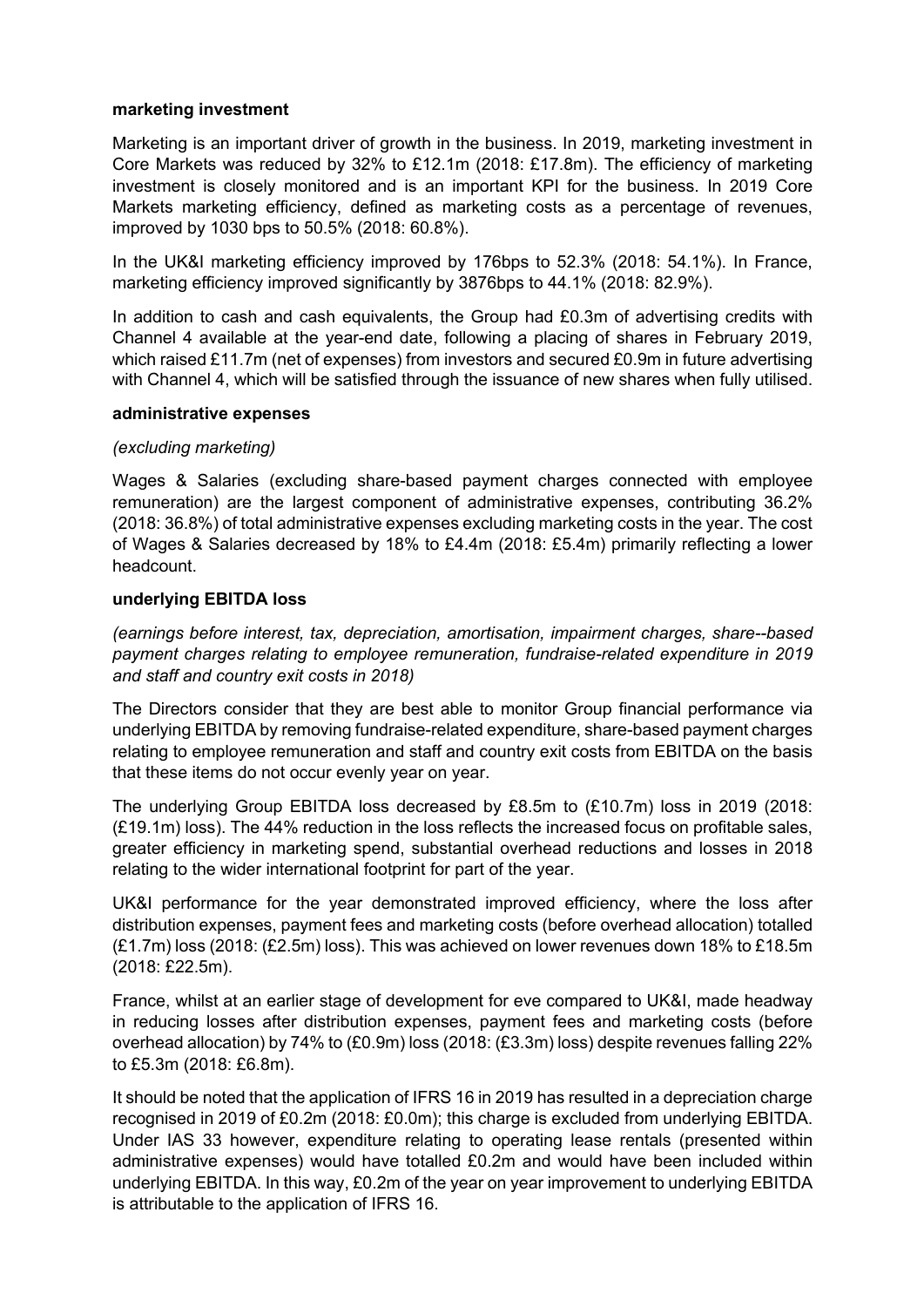**marketing investment**

Marketing is an important driver of growth in the business. In 2019, marketing investment in Core Markets was reduced by 32% to £12.1m (2018: £17.8m). The efficiency of marketing investment is closely monitored and is an important KPI for the business. In 2019 Core Markets marketing efficiency, defined as marketing costs as a percentage of revenues, improved by 1030 bps to 50.5% (2018: 60.8%).

In the UK&I marketing efficiency improved by 176bps to 52.3% (2018: 54.1%). In France, marketing efficiency improved significantly by 3876bps to 44.1% (2018: 82.9%).

In addition to cash and cash equivalents, the Group had £0.3m of advertising credits with Channel 4 available at the year-end date, following a placing of shares in February 2019, which raised £11.7m (net of expenses) from investors and secured £0.9m in future advertising with Channel 4, which will be satisfied through the issuance of new shares when fully utilised.

**administrative expenses**

*(excluding marketing)*

Wages & Salaries (excluding share-based payment charges connected with employee remuneration) are the largest component of administrative expenses, contributing 36.2% (2018: 36.8%) of total administrative expenses excluding marketing costs in the year. The cost of Wages & Salaries decreased by 18% to £4.4m (2018: £5.4m) primarily reflecting a lower headcount.

**underlying EBITDA loss**

*(earnings before interest, tax, depreciation, amortisation, impairment charges, share--based payment charges relating to employee remuneration, fundraise-related expenditure in 2019 and staff and country exit costs in 2018)*

The Directors consider that they are best able to monitor Group financial performance via underlying EBITDA by removing fundraise-related expenditure, share-based payment charges relating to employee remuneration and staff and country exit costs from EBITDA on the basis that these items do not occur evenly year on year.

The underlying Group EBITDA loss decreased by £8.5m to (£10.7m) loss in 2019 (2018: (£19.1m) loss). The 44% reduction in the loss reflects the increased focus on profitable sales, greater efficiency in marketing spend, substantial overhead reductions and losses in 2018 relating to the wider international footprint for part of the year.

UK&I performance for the year demonstrated improved efficiency, where the loss after distribution expenses, payment fees and marketing costs (before overhead allocation) totalled (£1.7m) loss (2018: (£2.5m) loss). This was achieved on lower revenues down 18% to £18.5m (2018: £22.5m).

France, whilst at an earlier stage of development for eve compared to UK&I, made headway in reducing losses after distribution expenses, payment fees and marketing costs (before overhead allocation) by 74% to (£0.9m) loss (2018: (£3.3m) loss) despite revenues falling 22% to £5.3m (2018: £6.8m).

It should be noted that the application of IFRS 16 in 2019 has resulted in a depreciation charge recognised in 2019 of £0.2m (2018: £0.0m); this charge is excluded from underlying EBITDA. Under IAS 33 however, expenditure relating to operating lease rentals (presented within administrative expenses) would have totalled £0.2m and would have been included within underlying EBITDA. In this way, £0.2m of the year on year improvement to underlying EBITDA is attributable to the application of IFRS 16.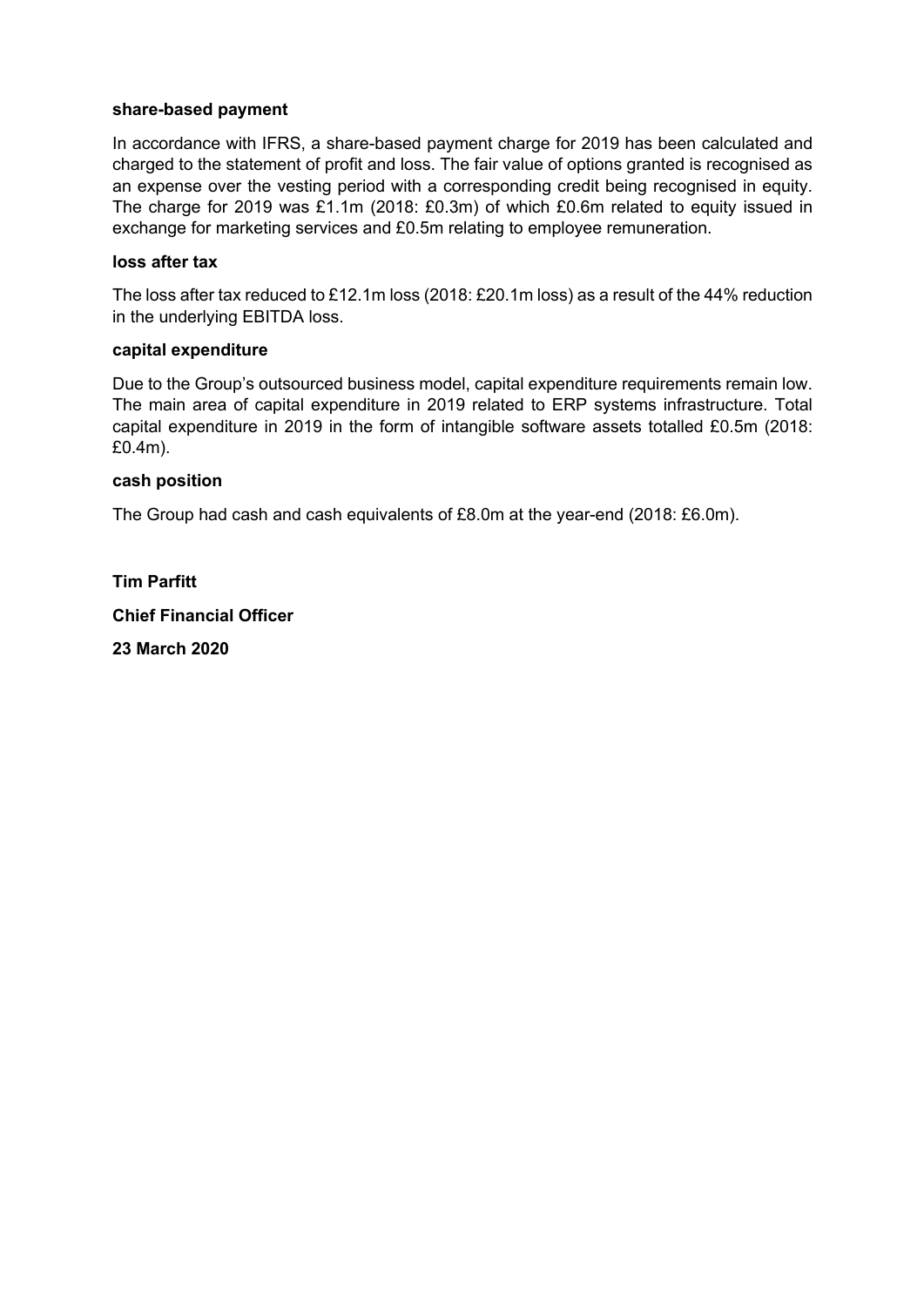**share-based payment**

In accordance with IFRS, a share-based payment charge for 2019 has been calculated and charged to the statement of profit and loss. The fair value of options granted is recognised as an expense over the vesting period with a corresponding credit being recognised in equity. The charge for 2019 was £1.1m (2018: £0.3m) of which £0.6m related to equity issued in exchange for marketing services and £0.5m relating to employee remuneration.

**loss after tax**

The loss after tax reduced to £12.1m loss (2018: £20.1m loss) as a result of the 44% reduction in the underlying EBITDA loss.

**capital expenditure**

Due to the Group's outsourced business model, capital expenditure requirements remain low. The main area of capital expenditure in 2019 related to ERP systems infrastructure. Total capital expenditure in 2019 in the form of intangible software assets totalled £0.5m (2018: £0.4m).

**cash position**

The Group had cash and cash equivalents of £8.0m at the year-end (2018: £6.0m).

**Tim Parfitt**

**Chief Financial Officer**

**23 March 2020**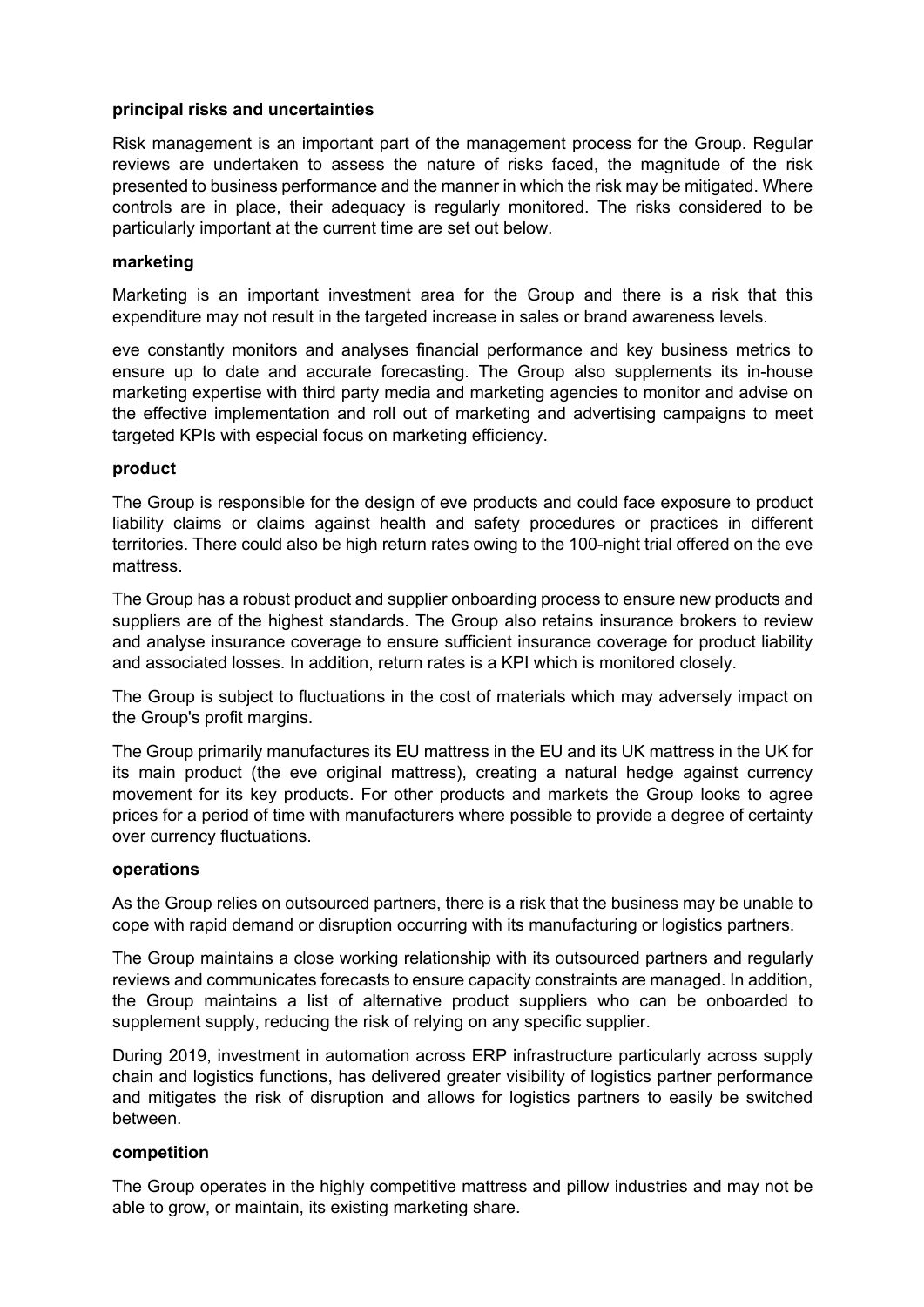**principal risks and uncertainties**

Risk management is an important part of the management process for the Group. Regular reviews are undertaken to assess the nature of risks faced, the magnitude of the risk presented to business performance and the manner in which the risk may be mitigated. Where controls are in place, their adequacy is regularly monitored. The risks considered to be particularly important at the current time are set out below.

**marketing**

Marketing is an important investment area for the Group and there is a risk that this expenditure may not result in the targeted increase in sales or brand awareness levels.

eve constantly monitors and analyses financial performance and key business metrics to ensure up to date and accurate forecasting. The Group also supplements its in-house marketing expertise with third party media and marketing agencies to monitor and advise on the effective implementation and roll out of marketing and advertising campaigns to meet targeted KPIs with especial focus on marketing efficiency.

**product**

The Group is responsible for the design of eve products and could face exposure to product liability claims or claims against health and safety procedures or practices in different territories. There could also be high return rates owing to the 100-night trial offered on the eve mattress.

The Group has a robust product and supplier onboarding process to ensure new products and suppliers are of the highest standards. The Group also retains insurance brokers to review and analyse insurance coverage to ensure sufficient insurance coverage for product liability and associated losses. In addition, return rates is a KPI which is monitored closely.

The Group is subject to fluctuations in the cost of materials which may adversely impact on the Group's profit margins.

The Group primarily manufactures its EU mattress in the EU and its UK mattress in the UK for its main product (the eve original mattress), creating a natural hedge against currency movement for its key products. For other products and markets the Group looks to agree prices for a period of time with manufacturers where possible to provide a degree of certainty over currency fluctuations.

**operations**

As the Group relies on outsourced partners, there is a risk that the business may be unable to cope with rapid demand or disruption occurring with its manufacturing or logistics partners.

The Group maintains a close working relationship with its outsourced partners and regularly reviews and communicates forecasts to ensure capacity constraints are managed. In addition, the Group maintains a list of alternative product suppliers who can be onboarded to supplement supply, reducing the risk of relying on any specific supplier.

During 2019, investment in automation across ERP infrastructure particularly across supply chain and logistics functions, has delivered greater visibility of logistics partner performance and mitigates the risk of disruption and allows for logistics partners to easily be switched between.

**competition**

The Group operates in the highly competitive mattress and pillow industries and may not be able to grow, or maintain, its existing marketing share.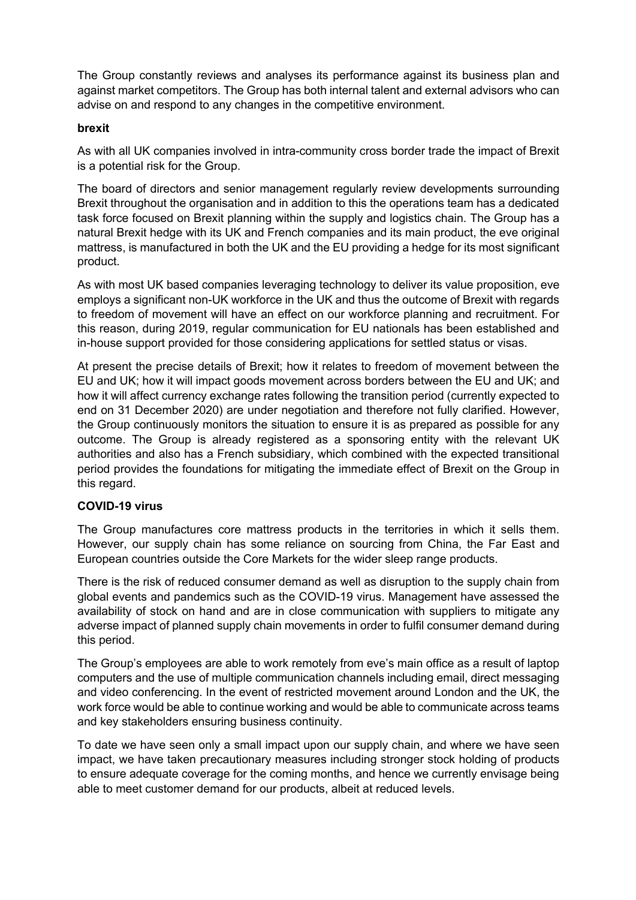The Group constantly reviews and analyses its performance against its business plan and against market competitors. The Group has both internal talent and external advisors who can advise on and respond to any changes in the competitive environment.

**brexit**

As with all UK companies involved in intra-community cross border trade the impact of Brexit is a potential risk for the Group.

The board of directors and senior management regularly review developments surrounding Brexit throughout the organisation and in addition to this the operations team has a dedicated task force focused on Brexit planning within the supply and logistics chain. The Group has a natural Brexit hedge with its UK and French companies and its main product, the eve original mattress, is manufactured in both the UK and the EU providing a hedge for its most significant product.

As with most UK based companies leveraging technology to deliver its value proposition, eve employs a significant non-UK workforce in the UK and thus the outcome of Brexit with regards to freedom of movement will have an effect on our workforce planning and recruitment. For this reason, during 2019, regular communication for EU nationals has been established and in-house support provided for those considering applications for settled status or visas.

At present the precise details of Brexit; how it relates to freedom of movement between the EU and UK; how it will impact goods movement across borders between the EU and UK; and how it will affect currency exchange rates following the transition period (currently expected to end on 31 December 2020) are under negotiation and therefore not fully clarified. However, the Group continuously monitors the situation to ensure it is as prepared as possible for any outcome. The Group is already registered as a sponsoring entity with the relevant UK authorities and also has a French subsidiary, which combined with the expected transitional period provides the foundations for mitigating the immediate effect of Brexit on the Group in this regard.

**COVID-19 virus**

The Group manufactures core mattress products in the territories in which it sells them. However, our supply chain has some reliance on sourcing from China, the Far East and European countries outside the Core Markets for the wider sleep range products.

There is the risk of reduced consumer demand as well as disruption to the supply chain from global events and pandemics such as the COVID-19 virus. Management have assessed the availability of stock on hand and are in close communication with suppliers to mitigate any adverse impact of planned supply chain movements in order to fulfil consumer demand during this period.

The Group's employees are able to work remotely from eve's main office as a result of laptop computers and the use of multiple communication channels including email, direct messaging and video conferencing. In the event of restricted movement around London and the UK, the work force would be able to continue working and would be able to communicate across teams and key stakeholders ensuring business continuity.

To date we have seen only a small impact upon our supply chain, and where we have seen impact, we have taken precautionary measures including stronger stock holding of products to ensure adequate coverage for the coming months, and hence we currently envisage being able to meet customer demand for our products, albeit at reduced levels.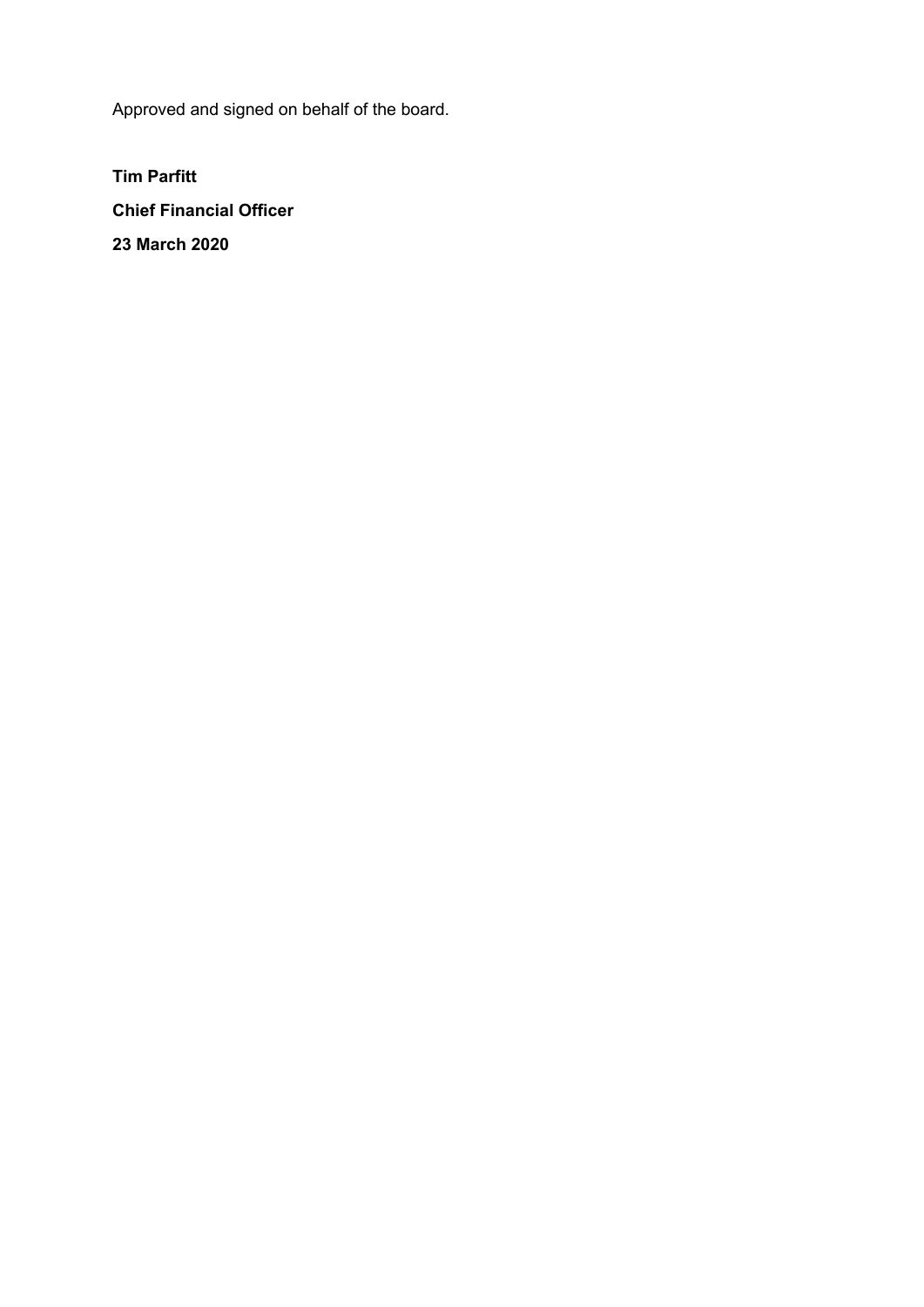Approved and signed on behalf of the board.

**Tim Parfitt**

**Chief Financial Officer**

**23 March 2020**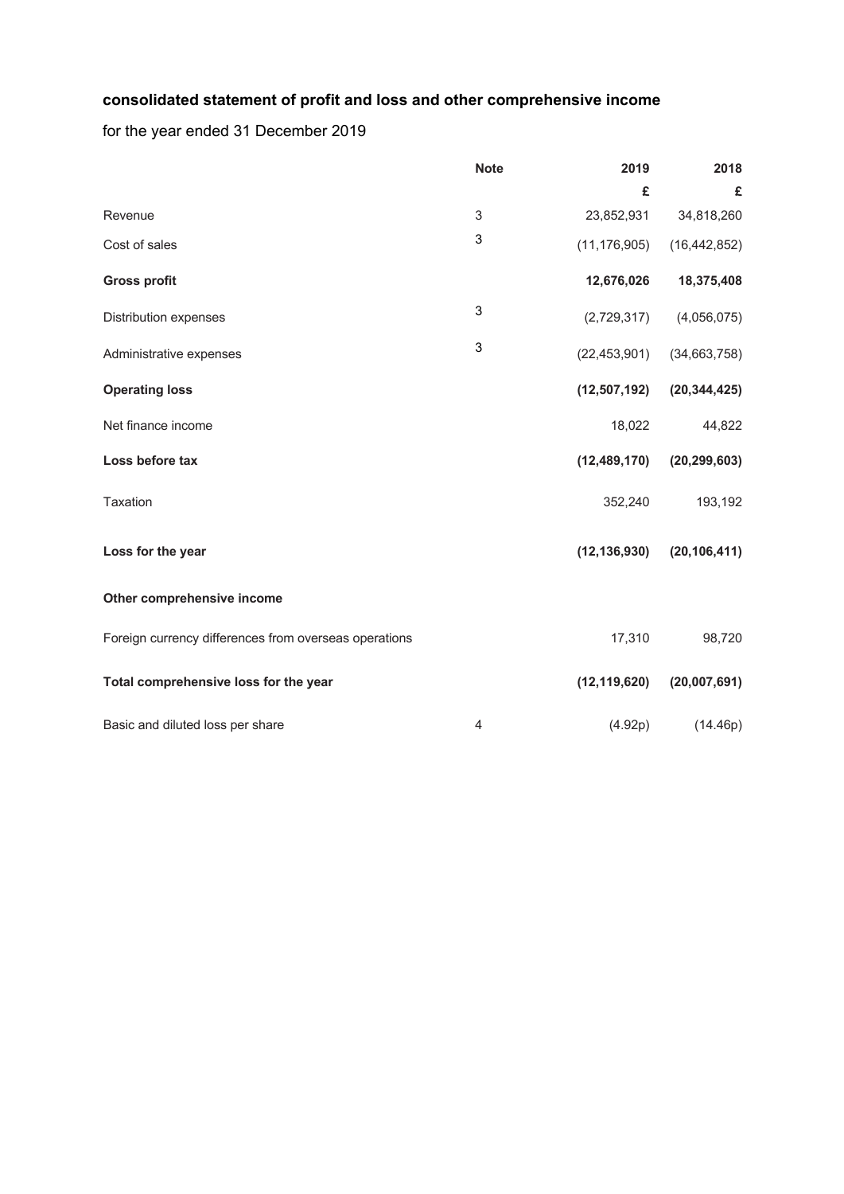## consolidated statement of profit and loss and other comprehensive income

for the year ended 31 December 2019

| | Note | 2019 | 2018 |
|---|---|---|---|
| | | £ | £ |
| Revenue | 3 | 23,852,931 | 34,818,260 |
| Cost of sales | 3 | (11,176,905) | (16,442,852) |
| **Gross profit** | | **12,676,026** | **18,375,408** |
| Distribution expenses | 3 | (2,729,317) | (4,056,075) |
| Administrative expenses | 3 | (22,453,901) | (34,663,758) |
| **Operating loss** | | **(12,507,192)** | **(20,344,425)** |
| Net finance income | | 18,022 | 44,822 |
| **Loss before tax** | | **(12,489,170)** | **(20,299,603)** |
| Taxation | | 352,240 | 193,192 |
| **Loss for the year** | | **(12,136,930)** | **(20,106,411)** |
| **Other comprehensive income** | | | |
| Foreign currency differences from overseas operations | | 17,310 | 98,720 |
| **Total comprehensive loss for the year** | | **(12,119,620)** | **(20,007,691)** |
| Basic and diluted loss per share | 4 | (4.92p) | (14.46p) |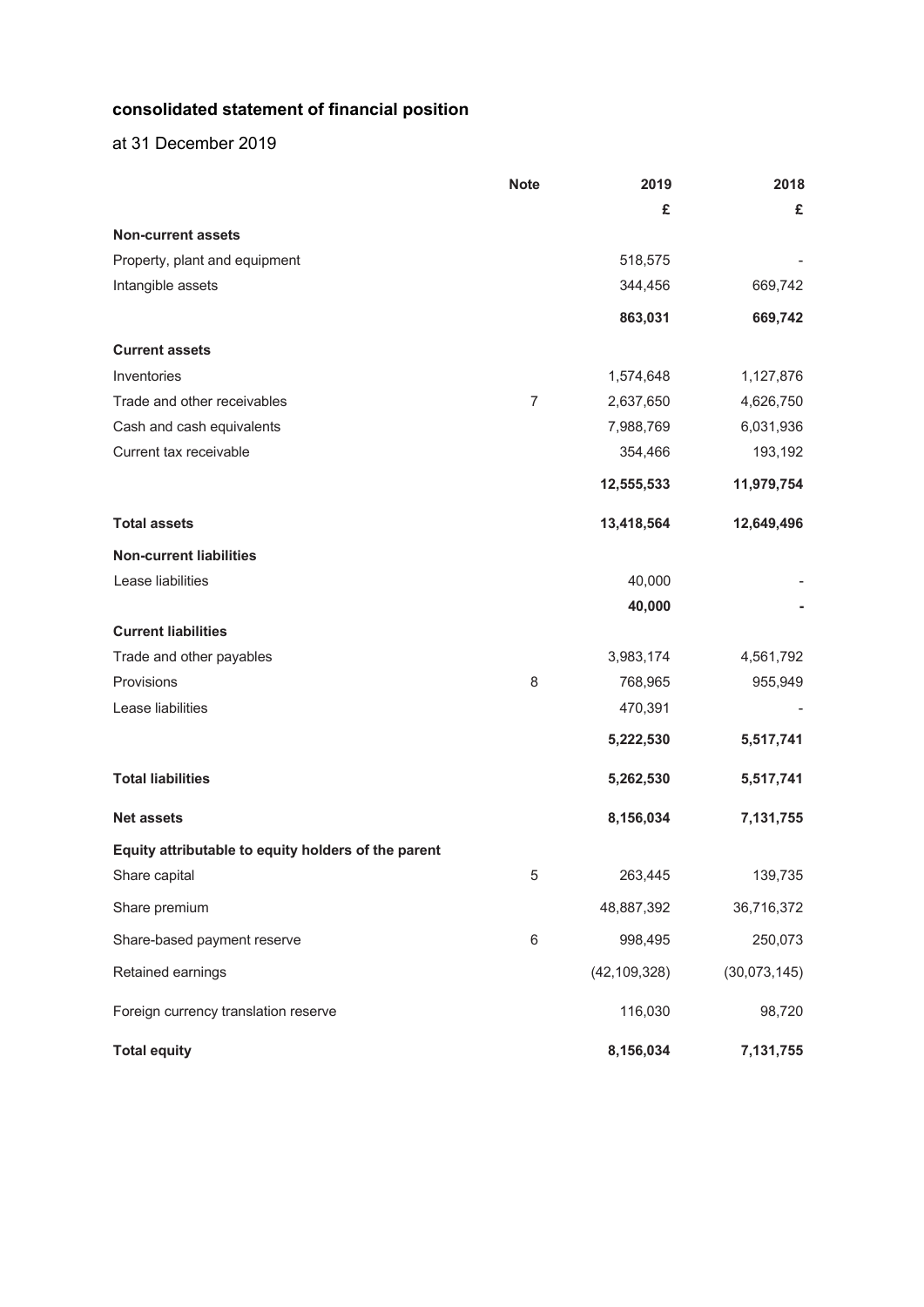## consolidated statement of financial position

at 31 December 2019

| | Note | 2019 | 2018 |
|---|---|---|---|
| | | £ | £ |
| **Non-current assets** | | | |
| Property, plant and equipment | | 518,575 | - |
| Intangible assets | | 344,456 | 669,742 |
| | | **863,031** | **669,742** |
| **Current assets** | | | |
| Inventories | | 1,574,648 | 1,127,876 |
| Trade and other receivables | 7 | 2,637,650 | 4,626,750 |
| Cash and cash equivalents | | 7,988,769 | 6,031,936 |
| Current tax receivable | | 354,466 | 193,192 |
| | | **12,555,533** | **11,979,754** |
| **Total assets** | | **13,418,564** | **12,649,496** |
| **Non-current liabilities** | | | |
| Lease liabilities | | 40,000 | - |
| | | **40,000** | **-** |
| **Current liabilities** | | | |
| Trade and other payables | | 3,983,174 | 4,561,792 |
| Provisions | 8 | 768,965 | 955,949 |
| Lease liabilities | | 470,391 | - |
| | | **5,222,530** | **5,517,741** |
| **Total liabilities** | | **5,262,530** | **5,517,741** |
| **Net assets** | | **8,156,034** | **7,131,755** |
| **Equity attributable to equity holders of the parent** | | | |
| Share capital | 5 | 263,445 | 139,735 |
| Share premium | | 48,887,392 | 36,716,372 |
| Share-based payment reserve | 6 | 998,495 | 250,073 |
| Retained earnings | | (42,109,328) | (30,073,145) |
| Foreign currency translation reserve | | 116,030 | 98,720 |
| **Total equity** | | **8,156,034** | **7,131,755** |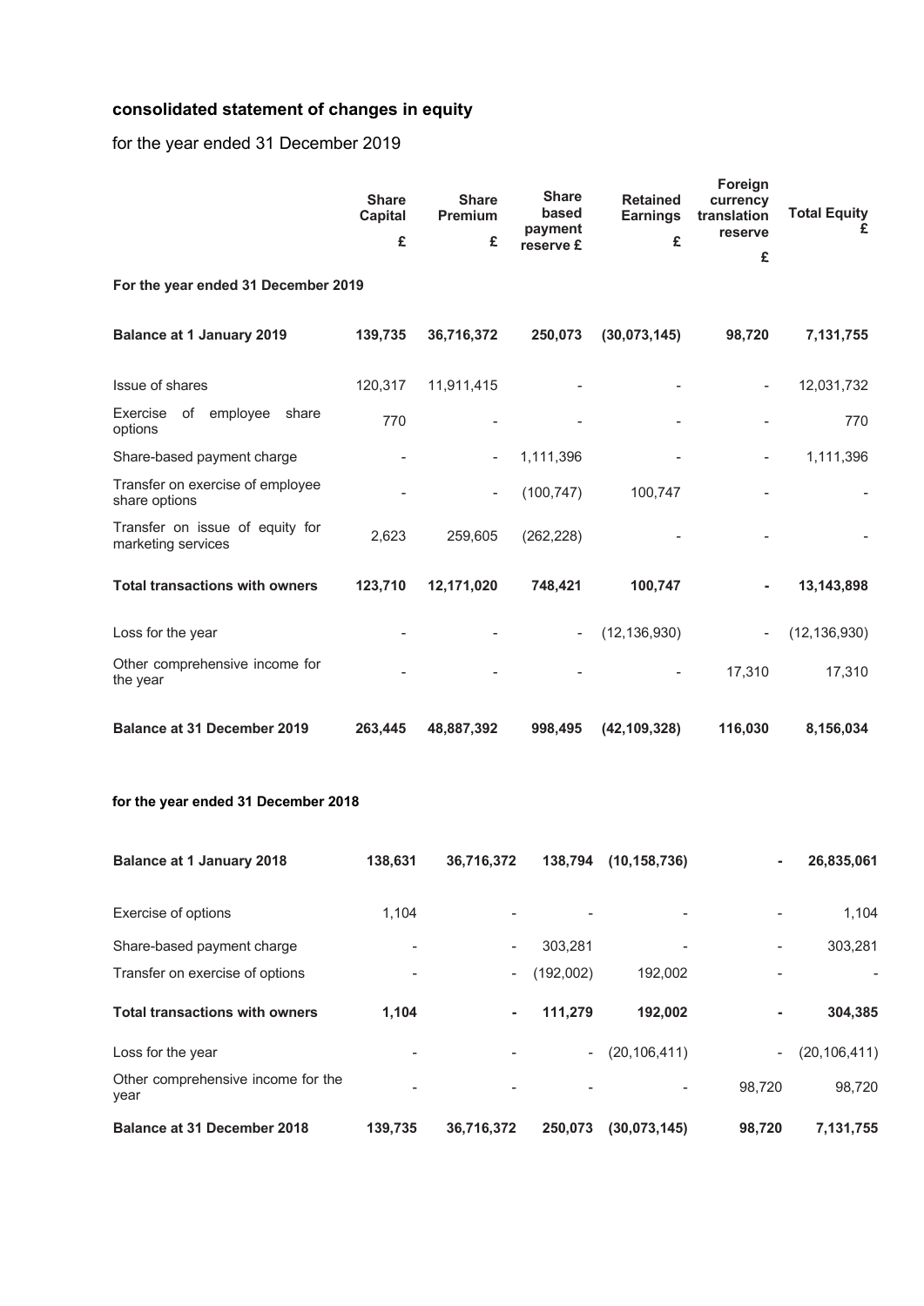## consolidated statement of changes in equity

for the year ended 31 December 2019

| | Share Capital £ | Share Premium £ | Share based payment reserve £ | Retained Earnings £ | Foreign currency translation reserve £ | Total Equity £ |
|---|---|---|---|---|---|---|
| **For the year ended 31 December 2019** | | | | | | |
| **Balance at 1 January 2019** | **139,735** | **36,716,372** | **250,073** | **(30,073,145)** | **98,720** | **7,131,755** |
| Issue of shares | 120,317 | 11,911,415 | - | - | - | 12,031,732 |
| Exercise of employee share options | 770 | - | - | - | - | 770 |
| Share-based payment charge | - | - | 1,111,396 | - | - | 1,111,396 |
| Transfer on exercise of employee share options | - | - | (100,747) | 100,747 | - | - |
| Transfer on issue of equity for marketing services | 2,623 | 259,605 | (262,228) | - | - | - |
| **Total transactions with owners** | **123,710** | **12,171,020** | **748,421** | **100,747** | **-** | **13,143,898** |
| Loss for the year | - | - | - | (12,136,930) | - | (12,136,930) |
| Other comprehensive income for the year | - | - | - | - | 17,310 | 17,310 |
| **Balance at 31 December 2019** | **263,445** | **48,887,392** | **998,495** | **(42,109,328)** | **116,030** | **8,156,034** |

**for the year ended 31 December 2018**

| | Share Capital £ | Share Premium £ | Share based payment reserve £ | Retained Earnings £ | Foreign currency translation reserve £ | Total Equity £ |
|---|---|---|---|---|---|---|
| **Balance at 1 January 2018** | **138,631** | **36,716,372** | **138,794** | **(10,158,736)** | **-** | **26,835,061** |
| Exercise of options | 1,104 | - | - | - | - | 1,104 |
| Share-based payment charge | - | - | 303,281 | - | - | 303,281 |
| Transfer on exercise of options | - | - | (192,002) | 192,002 | - | - |
| **Total transactions with owners** | **1,104** | **-** | **111,279** | **192,002** | **-** | **304,385** |
| Loss for the year | - | - | - | (20,106,411) | - | (20,106,411) |
| Other comprehensive income for the year | - | - | - | - | 98,720 | 98,720 |
| **Balance at 31 December 2018** | **139,735** | **36,716,372** | **250,073** | **(30,073,145)** | **98,720** | **7,131,755** |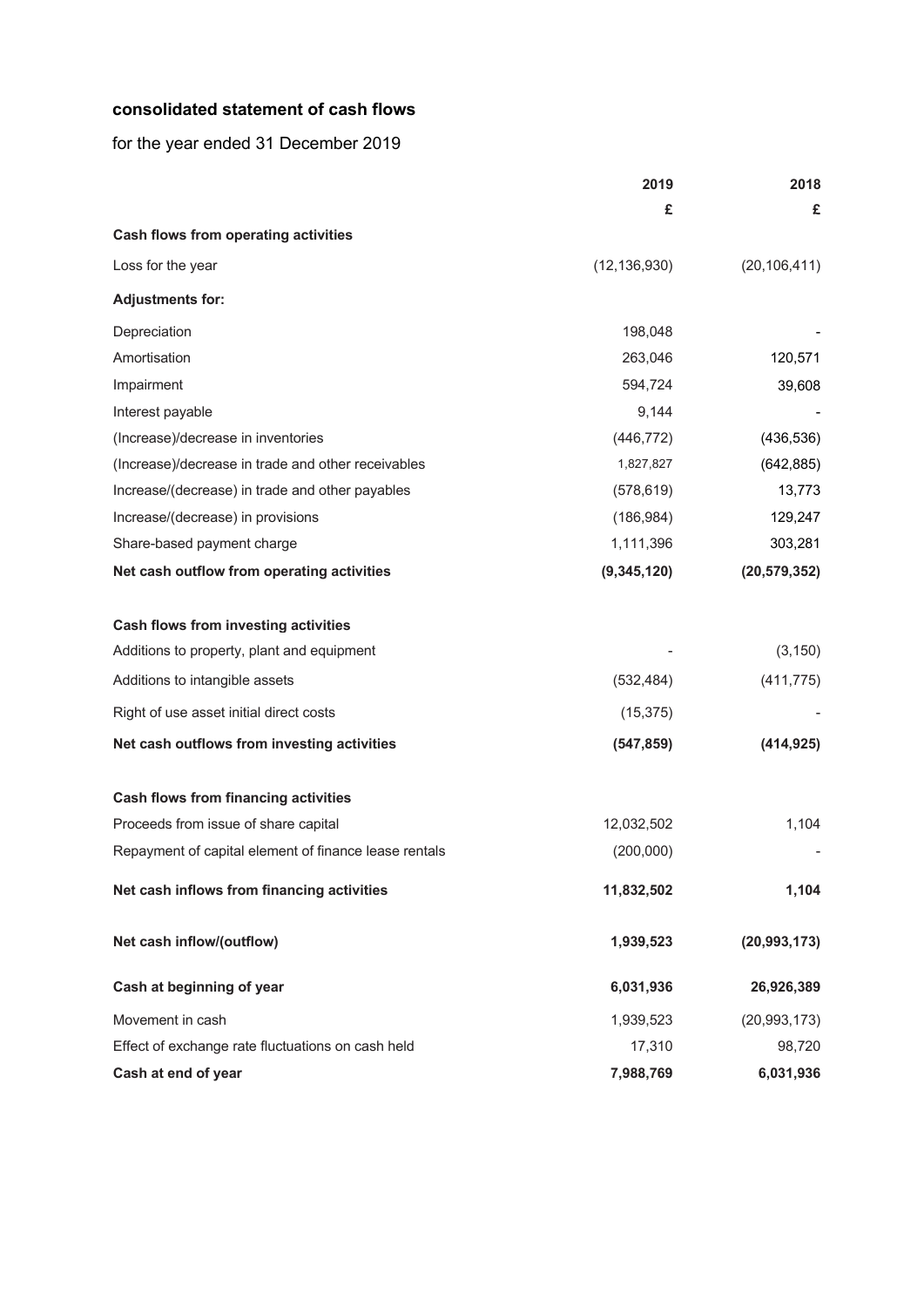## consolidated statement of cash flows

for the year ended 31 December 2019

| | 2019 | 2018 |
|---|---|---|
| | £ | £ |
| **Cash flows from operating activities** | | |
| Loss for the year | (12,136,930) | (20,106,411) |
| **Adjustments for:** | | |
| Depreciation | 198,048 | - |
| Amortisation | 263,046 | 120,571 |
| Impairment | 594,724 | 39,608 |
| Interest payable | 9,144 | - |
| (Increase)/decrease in inventories | (446,772) | (436,536) |
| (Increase)/decrease in trade and other receivables | 1,827,827 | (642,885) |
| Increase/(decrease) in trade and other payables | (578,619) | 13,773 |
| Increase/(decrease) in provisions | (186,984) | 129,247 |
| Share-based payment charge | 1,111,396 | 303,281 |
| **Net cash outflow from operating activities** | **(9,345,120)** | **(20,579,352)** |
| | | |
| **Cash flows from investing activities** | | |
| Additions to property, plant and equipment | - | (3,150) |
| Additions to intangible assets | (532,484) | (411,775) |
| Right of use asset initial direct costs | (15,375) | - |
| **Net cash outflows from investing activities** | **(547,859)** | **(414,925)** |
| | | |
| **Cash flows from financing activities** | | |
| Proceeds from issue of share capital | 12,032,502 | 1,104 |
| Repayment of capital element of finance lease rentals | (200,000) | - |
| **Net cash inflows from financing activities** | **11,832,502** | **1,104** |
| | | |
| **Net cash inflow/(outflow)** | **1,939,523** | **(20,993,173)** |
| | | |
| **Cash at beginning of year** | **6,031,936** | **26,926,389** |
| Movement in cash | 1,939,523 | (20,993,173) |
| Effect of exchange rate fluctuations on cash held | 17,310 | 98,720 |
| **Cash at end of year** | **7,988,769** | **6,031,936** |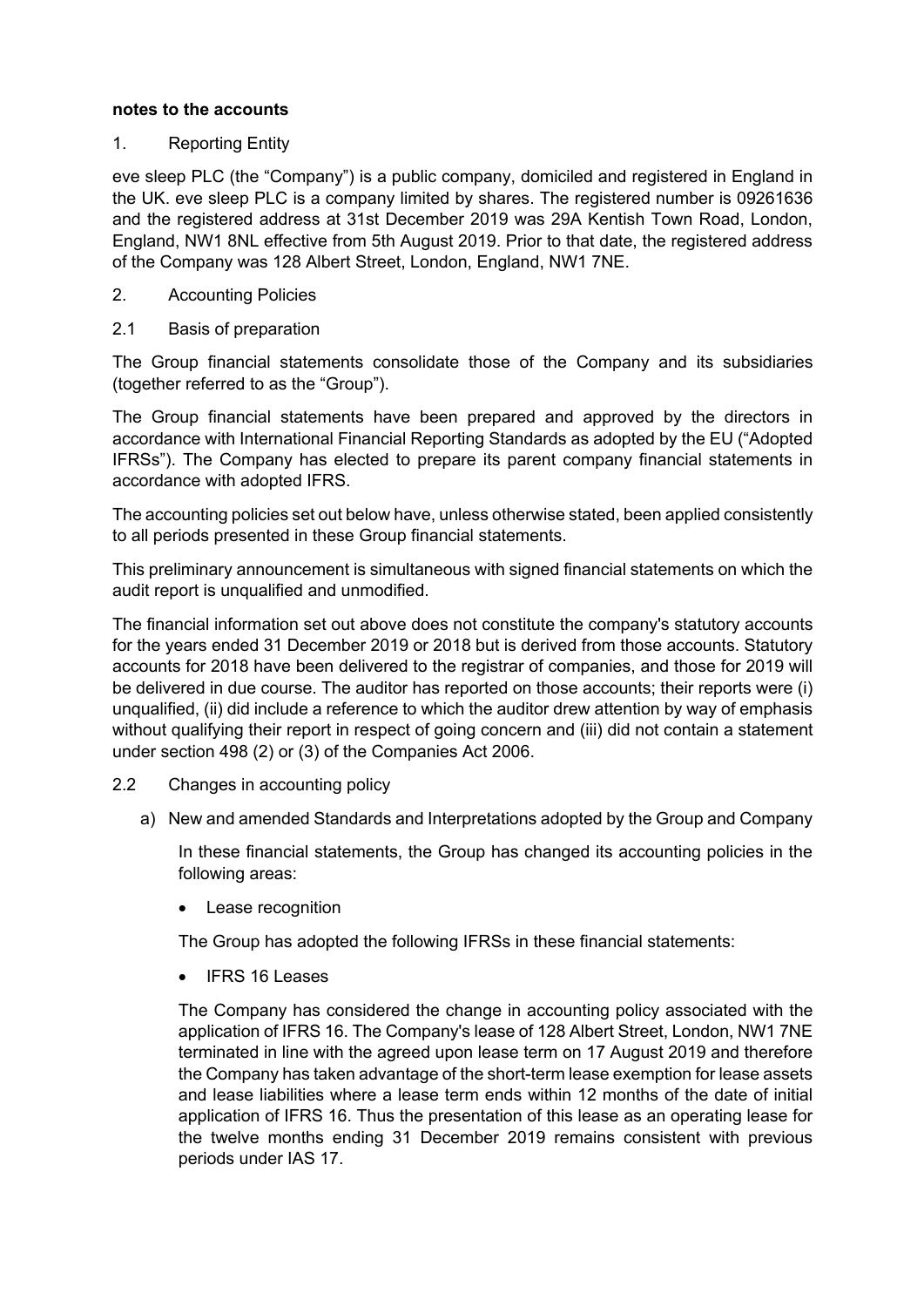**notes to the accounts**

1. Reporting Entity

eve sleep PLC (the "Company") is a public company, domiciled and registered in England in the UK. eve sleep PLC is a company limited by shares. The registered number is 09261636 and the registered address at 31st December 2019 was 29A Kentish Town Road, London, England, NW1 8NL effective from 5th August 2019. Prior to that date, the registered address of the Company was 128 Albert Street, London, England, NW1 7NE.

2. Accounting Policies

2.1 Basis of preparation

The Group financial statements consolidate those of the Company and its subsidiaries (together referred to as the "Group").

The Group financial statements have been prepared and approved by the directors in accordance with International Financial Reporting Standards as adopted by the EU ("Adopted IFRSs"). The Company has elected to prepare its parent company financial statements in accordance with adopted IFRS.

The accounting policies set out below have, unless otherwise stated, been applied consistently to all periods presented in these Group financial statements.

This preliminary announcement is simultaneous with signed financial statements on which the audit report is unqualified and unmodified.

The financial information set out above does not constitute the company's statutory accounts for the years ended 31 December 2019 or 2018 but is derived from those accounts. Statutory accounts for 2018 have been delivered to the registrar of companies, and those for 2019 will be delivered in due course. The auditor has reported on those accounts; their reports were (i) unqualified, (ii) did include a reference to which the auditor drew attention by way of emphasis without qualifying their report in respect of going concern and (iii) did not contain a statement under section 498 (2) or (3) of the Companies Act 2006.

2.2 Changes in accounting policy

a) New and amended Standards and Interpretations adopted by the Group and Company

   In these financial statements, the Group has changed its accounting policies in the following areas:

   - Lease recognition

   The Group has adopted the following IFRSs in these financial statements:

   - IFRS 16 Leases

   The Company has considered the change in accounting policy associated with the application of IFRS 16. The Company's lease of 128 Albert Street, London, NW1 7NE terminated in line with the agreed upon lease term on 17 August 2019 and therefore the Company has taken advantage of the short-term lease exemption for lease assets and lease liabilities where a lease term ends within 12 months of the date of initial application of IFRS 16. Thus the presentation of this lease as an operating lease for the twelve months ending 31 December 2019 remains consistent with previous periods under IAS 17.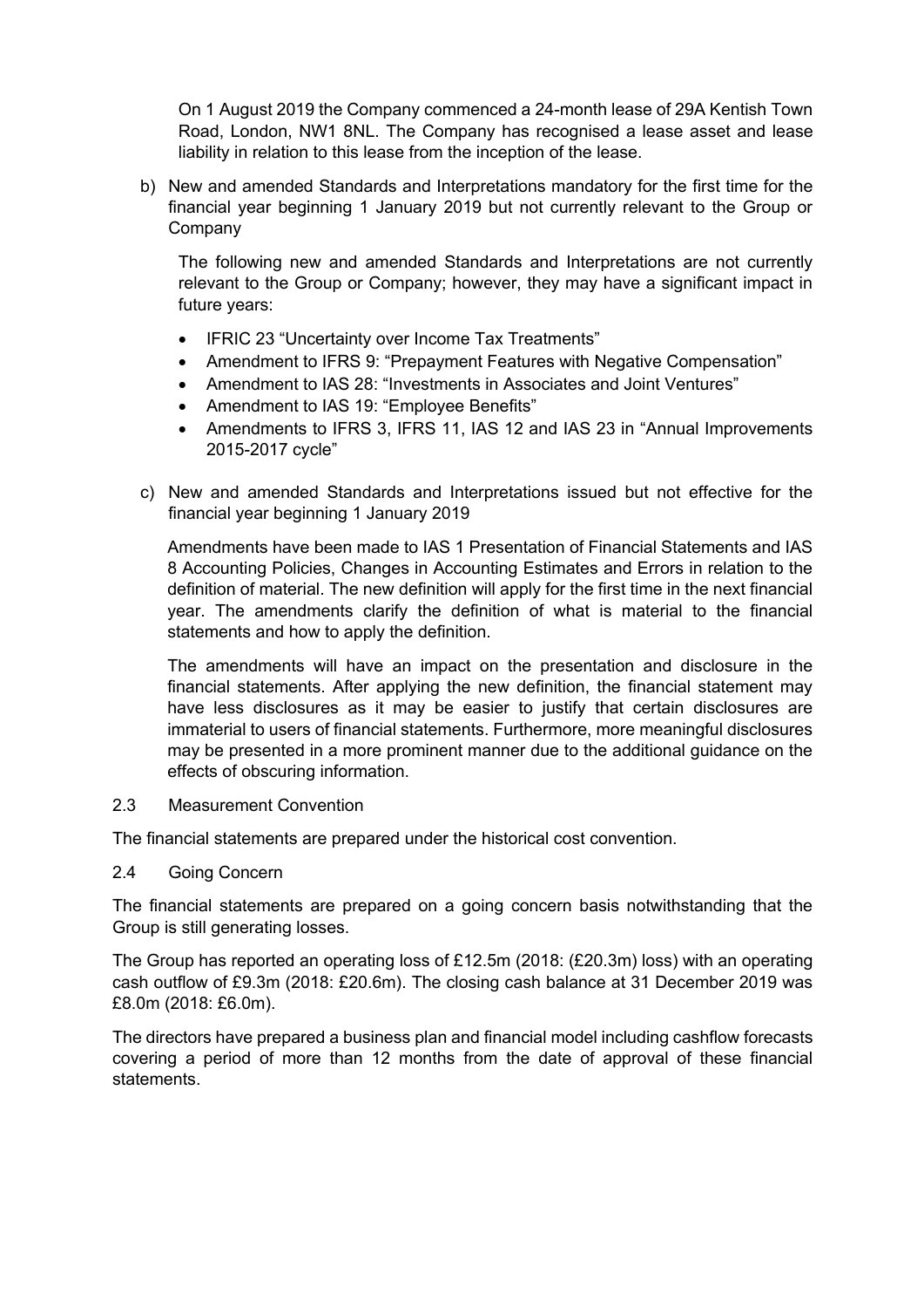On 1 August 2019 the Company commenced a 24-month lease of 29A Kentish Town Road, London, NW1 8NL. The Company has recognised a lease asset and lease liability in relation to this lease from the inception of the lease.

b) New and amended Standards and Interpretations mandatory for the first time for the financial year beginning 1 January 2019 but not currently relevant to the Group or Company

The following new and amended Standards and Interpretations are not currently relevant to the Group or Company; however, they may have a significant impact in future years:

- IFRIC 23 "Uncertainty over Income Tax Treatments"
- Amendment to IFRS 9: "Prepayment Features with Negative Compensation"
- Amendment to IAS 28: "Investments in Associates and Joint Ventures"
- Amendment to IAS 19: "Employee Benefits"
- Amendments to IFRS 3, IFRS 11, IAS 12 and IAS 23 in "Annual Improvements 2015-2017 cycle"

c) New and amended Standards and Interpretations issued but not effective for the financial year beginning 1 January 2019

Amendments have been made to IAS 1 Presentation of Financial Statements and IAS 8 Accounting Policies, Changes in Accounting Estimates and Errors in relation to the definition of material. The new definition will apply for the first time in the next financial year. The amendments clarify the definition of what is material to the financial statements and how to apply the definition.

The amendments will have an impact on the presentation and disclosure in the financial statements. After applying the new definition, the financial statement may have less disclosures as it may be easier to justify that certain disclosures are immaterial to users of financial statements. Furthermore, more meaningful disclosures may be presented in a more prominent manner due to the additional guidance on the effects of obscuring information.

2.3 Measurement Convention

The financial statements are prepared under the historical cost convention.

2.4 Going Concern

The financial statements are prepared on a going concern basis notwithstanding that the Group is still generating losses.

The Group has reported an operating loss of £12.5m (2018: (£20.3m) loss) with an operating cash outflow of £9.3m (2018: £20.6m). The closing cash balance at 31 December 2019 was £8.0m (2018: £6.0m).

The directors have prepared a business plan and financial model including cashflow forecasts covering a period of more than 12 months from the date of approval of these financial statements.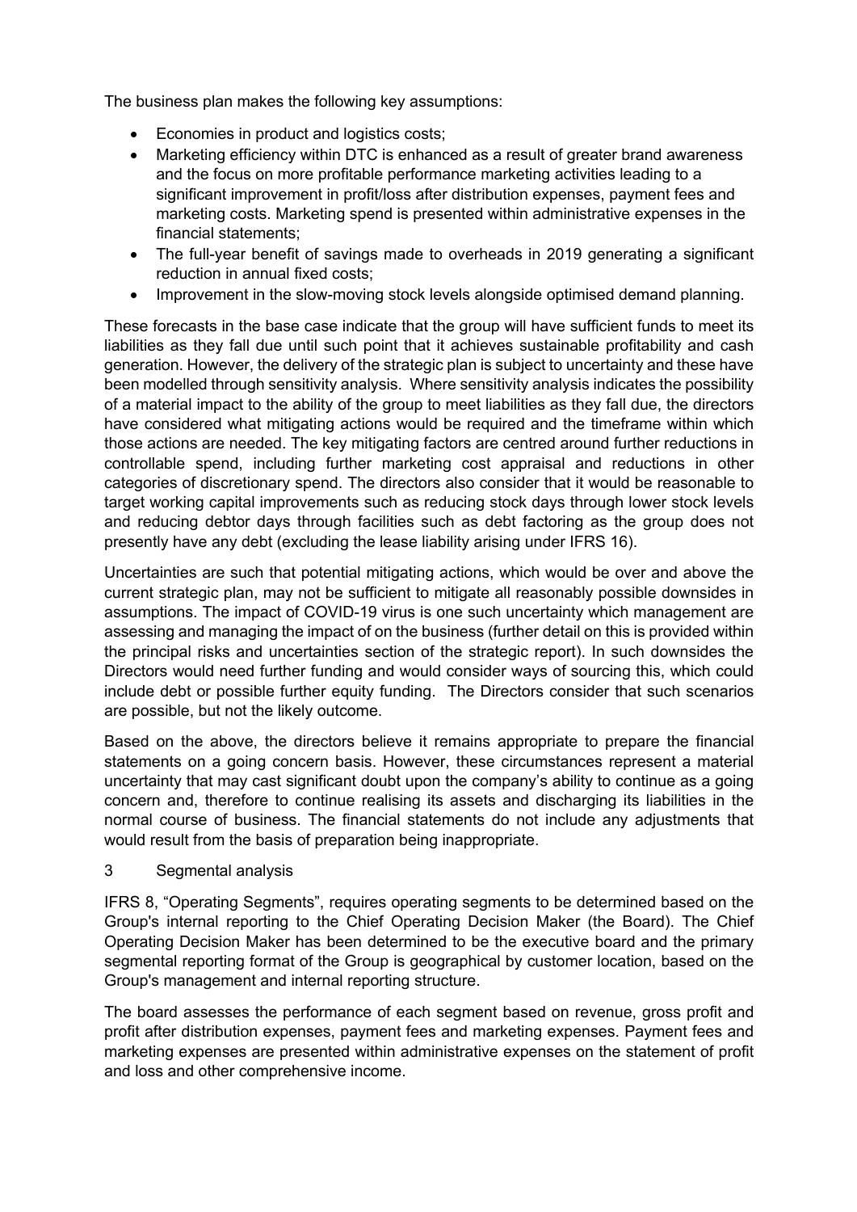The business plan makes the following key assumptions:

- Economies in product and logistics costs;
- Marketing efficiency within DTC is enhanced as a result of greater brand awareness and the focus on more profitable performance marketing activities leading to a significant improvement in profit/loss after distribution expenses, payment fees and marketing costs. Marketing spend is presented within administrative expenses in the financial statements;
- The full-year benefit of savings made to overheads in 2019 generating a significant reduction in annual fixed costs;
- Improvement in the slow-moving stock levels alongside optimised demand planning.

These forecasts in the base case indicate that the group will have sufficient funds to meet its liabilities as they fall due until such point that it achieves sustainable profitability and cash generation. However, the delivery of the strategic plan is subject to uncertainty and these have been modelled through sensitivity analysis. Where sensitivity analysis indicates the possibility of a material impact to the ability of the group to meet liabilities as they fall due, the directors have considered what mitigating actions would be required and the timeframe within which those actions are needed. The key mitigating factors are centred around further reductions in controllable spend, including further marketing cost appraisal and reductions in other categories of discretionary spend. The directors also consider that it would be reasonable to target working capital improvements such as reducing stock days through lower stock levels and reducing debtor days through facilities such as debt factoring as the group does not presently have any debt (excluding the lease liability arising under IFRS 16).

Uncertainties are such that potential mitigating actions, which would be over and above the current strategic plan, may not be sufficient to mitigate all reasonably possible downsides in assumptions. The impact of COVID-19 virus is one such uncertainty which management are assessing and managing the impact of on the business (further detail on this is provided within the principal risks and uncertainties section of the strategic report). In such downsides the Directors would need further funding and would consider ways of sourcing this, which could include debt or possible further equity funding. The Directors consider that such scenarios are possible, but not the likely outcome.

Based on the above, the directors believe it remains appropriate to prepare the financial statements on a going concern basis. However, these circumstances represent a material uncertainty that may cast significant doubt upon the company's ability to continue as a going concern and, therefore to continue realising its assets and discharging its liabilities in the normal course of business. The financial statements do not include any adjustments that would result from the basis of preparation being inappropriate.

## 3 Segmental analysis

IFRS 8, "Operating Segments", requires operating segments to be determined based on the Group's internal reporting to the Chief Operating Decision Maker (the Board). The Chief Operating Decision Maker has been determined to be the executive board and the primary segmental reporting format of the Group is geographical by customer location, based on the Group's management and internal reporting structure.

The board assesses the performance of each segment based on revenue, gross profit and profit after distribution expenses, payment fees and marketing expenses. Payment fees and marketing expenses are presented within administrative expenses on the statement of profit and loss and other comprehensive income.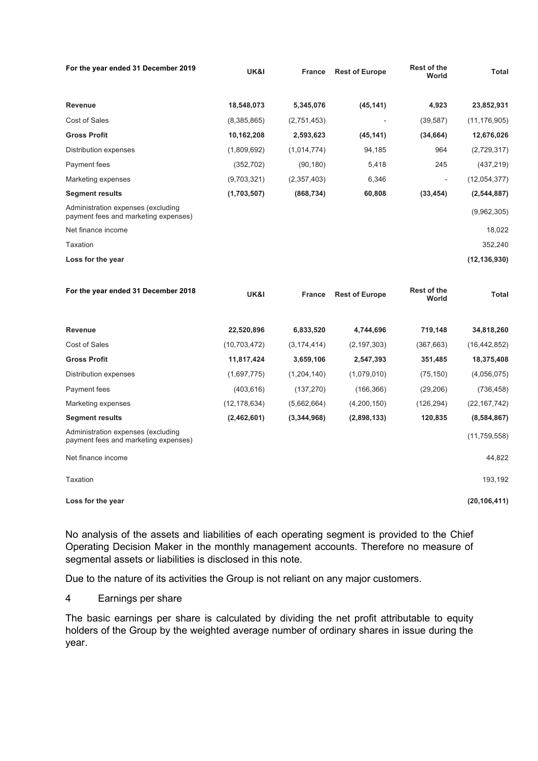| For the year ended 31 December 2019 | UK&I | France | Rest of Europe | Rest of the World | Total |
|---|---|---|---|---|---|
| **Revenue** | **18,548,073** | **5,345,076** | **(45,141)** | **4,923** | **23,852,931** |
| Cost of Sales | (8,385,865) | (2,751,453) | - | (39,587) | (11,176,905) |
| **Gross Profit** | **10,162,208** | **2,593,623** | **(45,141)** | **(34,664)** | **12,676,026** |
| Distribution expenses | (1,809,692) | (1,014,774) | 94,185 | 964 | (2,729,317) |
| Payment fees | (352,702) | (90,180) | 5,418 | 245 | (437,219) |
| Marketing expenses | (9,703,321) | (2,357,403) | 6,346 | - | (12,054,377) |
| **Segment results** | **(1,703,507)** | **(868,734)** | **60,808** | **(33,454)** | **(2,544,887)** |
| Administration expenses (excluding payment fees and marketing expenses) | | | | | (9,962,305) |
| Net finance income | | | | | 18,022 |
| Taxation | | | | | 352,240 |
| **Loss for the year** | | | | | **(12,136,930)** |

| For the year ended 31 December 2018 | UK&I | France | Rest of Europe | Rest of the World | Total |
|---|---|---|---|---|---|
| **Revenue** | **22,520,896** | **6,833,520** | **4,744,696** | **719,148** | **34,818,260** |
| Cost of Sales | (10,703,472) | (3,174,414) | (2,197,303) | (367,663) | (16,442,852) |
| **Gross Profit** | **11,817,424** | **3,659,106** | **2,547,393** | **351,485** | **18,375,408** |
| Distribution expenses | (1,697,775) | (1,204,140) | (1,079,010) | (75,150) | (4,056,075) |
| Payment fees | (403,616) | (137,270) | (166,366) | (29,206) | (736,458) |
| Marketing expenses | (12,178,634) | (5,662,664) | (4,200,150) | (126,294) | (22,167,742) |
| **Segment results** | **(2,462,601)** | **(3,344,968)** | **(2,898,133)** | **120,835** | **(8,584,867)** |
| Administration expenses (excluding payment fees and marketing expenses) | | | | | (11,759,558) |
| Net finance income | | | | | 44,822 |
| Taxation | | | | | 193,192 |
| **Loss for the year** | | | | | **(20,106,411)** |

No analysis of the assets and liabilities of each operating segment is provided to the Chief Operating Decision Maker in the monthly management accounts. Therefore no measure of segmental assets or liabilities is disclosed in this note.

Due to the nature of its activities the Group is not reliant on any major customers.

## 4 Earnings per share

The basic earnings per share is calculated by dividing the net profit attributable to equity holders of the Group by the weighted average number of ordinary shares in issue during the year.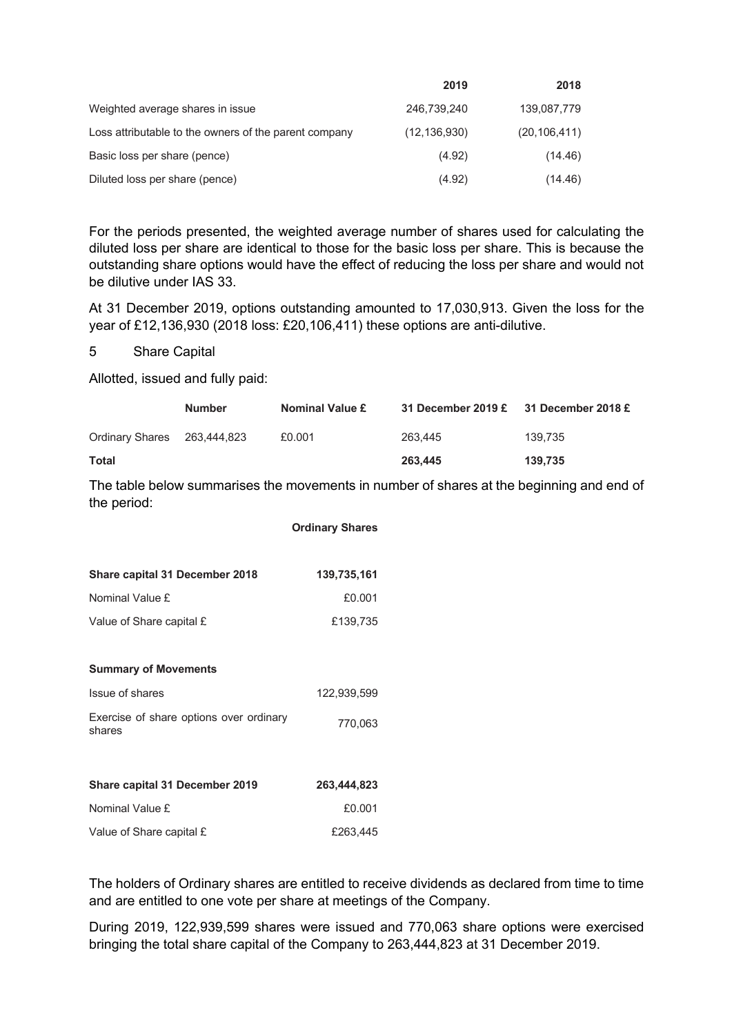| | 2019 | 2018 |
|---|---|---|
| Weighted average shares in issue | 246,739,240 | 139,087,779 |
| Loss attributable to the owners of the parent company | (12,136,930) | (20,106,411) |
| Basic loss per share (pence) | (4.92) | (14.46) |
| Diluted loss per share (pence) | (4.92) | (14.46) |

For the periods presented, the weighted average number of shares used for calculating the diluted loss per share are identical to those for the basic loss per share. This is because the outstanding share options would have the effect of reducing the loss per share and would not be dilutive under IAS 33.

At 31 December 2019, options outstanding amounted to 17,030,913. Given the loss for the year of £12,136,930 (2018 loss: £20,106,411) these options are anti-dilutive.

5 Share Capital

Allotted, issued and fully paid:

| | Number | Nominal Value £ | 31 December 2019 £ | 31 December 2018 £ |
|---|---|---|---|---|
| Ordinary Shares | 263,444,823 | £0.001 | 263,445 | 139,735 |
| **Total** | | | **263,445** | **139,735** |

The table below summarises the movements in number of shares at the beginning and end of the period:

| | Ordinary Shares |
|---|---|
| **Share capital 31 December 2018** | **139,735,161** |
| Nominal Value £ | £0.001 |
| Value of Share capital £ | £139,735 |
| | |
| **Summary of Movements** | |
| Issue of shares | 122,939,599 |
| Exercise of share options over ordinary shares | 770,063 |
| | |
| **Share capital 31 December 2019** | **263,444,823** |
| Nominal Value £ | £0.001 |
| Value of Share capital £ | £263,445 |

The holders of Ordinary shares are entitled to receive dividends as declared from time to time and are entitled to one vote per share at meetings of the Company.

During 2019, 122,939,599 shares were issued and 770,063 share options were exercised bringing the total share capital of the Company to 263,444,823 at 31 December 2019.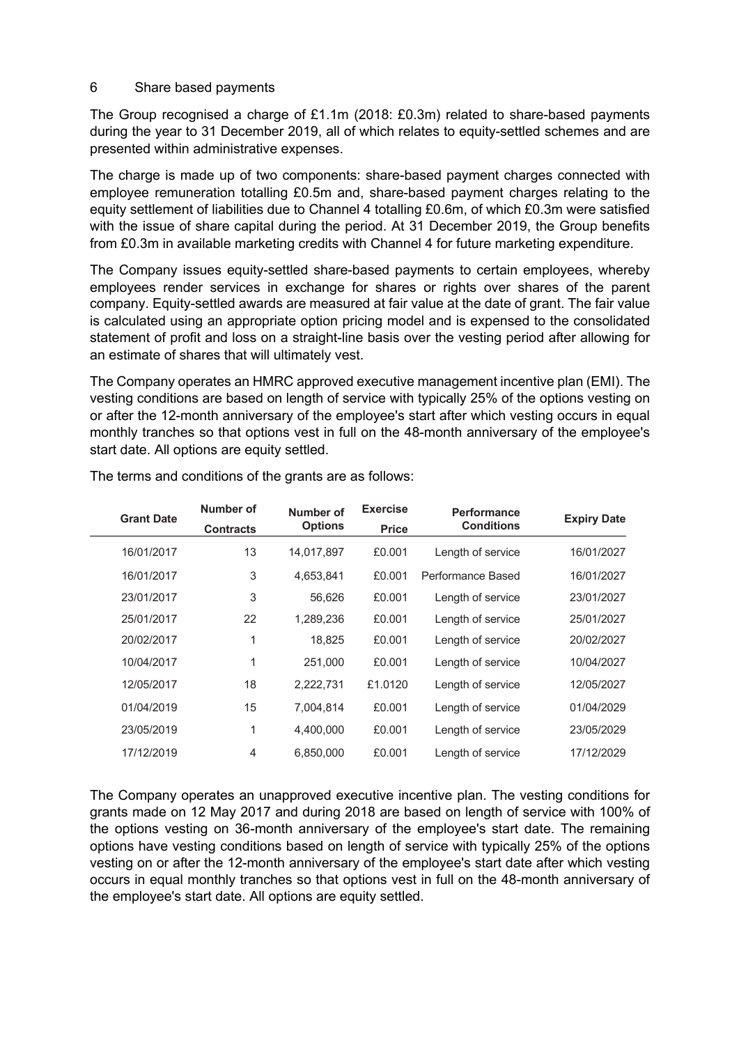## 6 Share based payments

The Group recognised a charge of £1.1m (2018: £0.3m) related to share-based payments during the year to 31 December 2019, all of which relates to equity-settled schemes and are presented within administrative expenses.

The charge is made up of two components: share-based payment charges connected with employee remuneration totalling £0.5m and, share-based payment charges relating to the equity settlement of liabilities due to Channel 4 totalling £0.6m, of which £0.3m were satisfied with the issue of share capital during the period. At 31 December 2019, the Group benefits from £0.3m in available marketing credits with Channel 4 for future marketing expenditure.

The Company issues equity-settled share-based payments to certain employees, whereby employees render services in exchange for shares or rights over shares of the parent company. Equity-settled awards are measured at fair value at the date of grant. The fair value is calculated using an appropriate option pricing model and is expensed to the consolidated statement of profit and loss on a straight-line basis over the vesting period after allowing for an estimate of shares that will ultimately vest.

The Company operates an HMRC approved executive management incentive plan (EMI). The vesting conditions are based on length of service with typically 25% of the options vesting on or after the 12-month anniversary of the employee's start after which vesting occurs in equal monthly tranches so that options vest in full on the 48-month anniversary of the employee's start date. All options are equity settled.

The terms and conditions of the grants are as follows:

| Grant Date | Number of Contracts | Number of Options | Exercise Price | Performance Conditions | Expiry Date |
|---|---|---|---|---|---|
| 16/01/2017 | 13 | 14,017,897 | £0.001 | Length of service | 16/01/2027 |
| 16/01/2017 | 3 | 4,653,841 | £0.001 | Performance Based | 16/01/2027 |
| 23/01/2017 | 3 | 56,626 | £0.001 | Length of service | 23/01/2027 |
| 25/01/2017 | 22 | 1,289,236 | £0.001 | Length of service | 25/01/2027 |
| 20/02/2017 | 1 | 18,825 | £0.001 | Length of service | 20/02/2027 |
| 10/04/2017 | 1 | 251,000 | £0.001 | Length of service | 10/04/2027 |
| 12/05/2017 | 18 | 2,222,731 | £1.0120 | Length of service | 12/05/2027 |
| 01/04/2019 | 15 | 7,004,814 | £0.001 | Length of service | 01/04/2029 |
| 23/05/2019 | 1 | 4,400,000 | £0.001 | Length of service | 23/05/2029 |
| 17/12/2019 | 4 | 6,850,000 | £0.001 | Length of service | 17/12/2029 |

The Company operates an unapproved executive incentive plan. The vesting conditions for grants made on 12 May 2017 and during 2018 are based on length of service with 100% of the options vesting on 36-month anniversary of the employee's start date. The remaining options have vesting conditions based on length of service with typically 25% of the options vesting on or after the 12-month anniversary of the employee's start date after which vesting occurs in equal monthly tranches so that options vest in full on the 48-month anniversary of the employee's start date. All options are equity settled.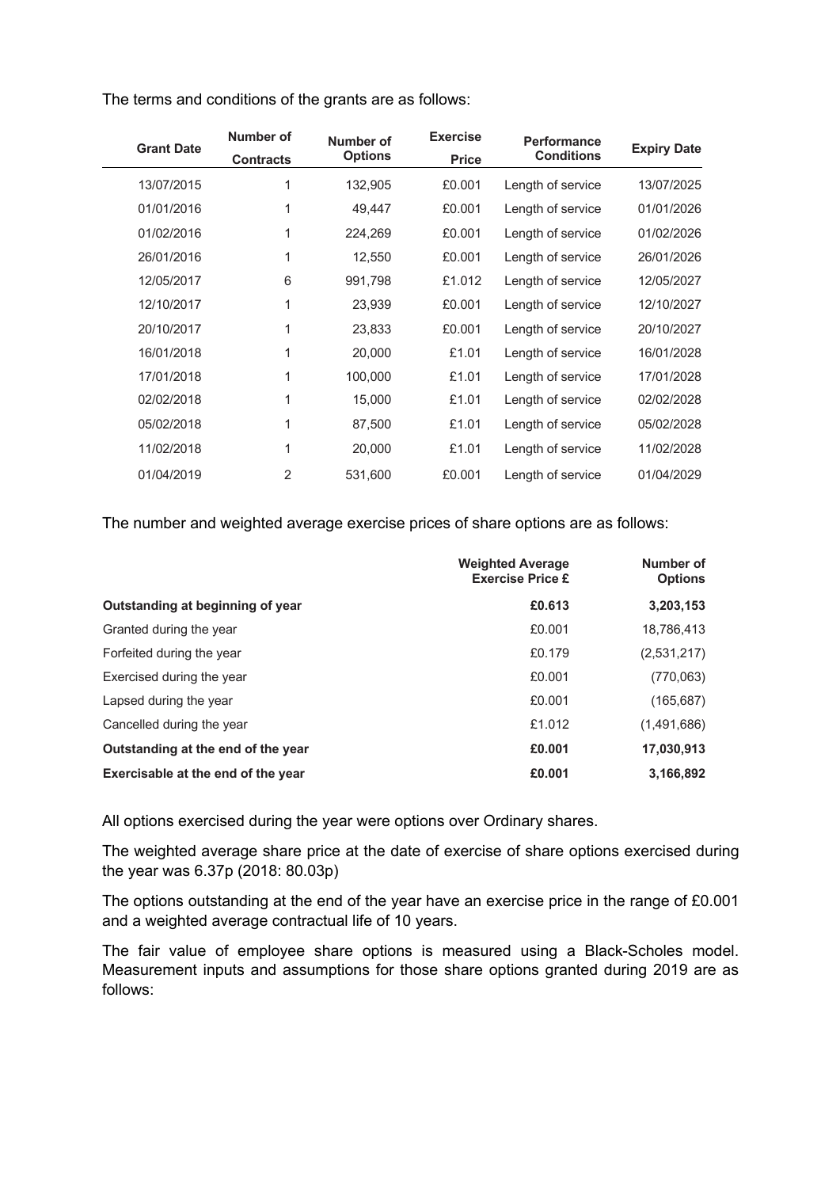The terms and conditions of the grants are as follows:

| Grant Date | Number of Contracts | Number of Options | Exercise Price | Performance Conditions | Expiry Date |
|---|---|---|---|---|---|
| 13/07/2015 | 1 | 132,905 | £0.001 | Length of service | 13/07/2025 |
| 01/01/2016 | 1 | 49,447 | £0.001 | Length of service | 01/01/2026 |
| 01/02/2016 | 1 | 224,269 | £0.001 | Length of service | 01/02/2026 |
| 26/01/2016 | 1 | 12,550 | £0.001 | Length of service | 26/01/2026 |
| 12/05/2017 | 6 | 991,798 | £1.012 | Length of service | 12/05/2027 |
| 12/10/2017 | 1 | 23,939 | £0.001 | Length of service | 12/10/2027 |
| 20/10/2017 | 1 | 23,833 | £0.001 | Length of service | 20/10/2027 |
| 16/01/2018 | 1 | 20,000 | £1.01 | Length of service | 16/01/2028 |
| 17/01/2018 | 1 | 100,000 | £1.01 | Length of service | 17/01/2028 |
| 02/02/2018 | 1 | 15,000 | £1.01 | Length of service | 02/02/2028 |
| 05/02/2018 | 1 | 87,500 | £1.01 | Length of service | 05/02/2028 |
| 11/02/2018 | 1 | 20,000 | £1.01 | Length of service | 11/02/2028 |
| 01/04/2019 | 2 | 531,600 | £0.001 | Length of service | 01/04/2029 |

The number and weighted average exercise prices of share options are as follows:

| | Weighted Average Exercise Price £ | Number of Options |
|---|---|---|
| **Outstanding at beginning of year** | **£0.613** | **3,203,153** |
| Granted during the year | £0.001 | 18,786,413 |
| Forfeited during the year | £0.179 | (2,531,217) |
| Exercised during the year | £0.001 | (770,063) |
| Lapsed during the year | £0.001 | (165,687) |
| Cancelled during the year | £1.012 | (1,491,686) |
| **Outstanding at the end of the year** | **£0.001** | **17,030,913** |
| **Exercisable at the end of the year** | **£0.001** | **3,166,892** |

All options exercised during the year were options over Ordinary shares.

The weighted average share price at the date of exercise of share options exercised during the year was 6.37p (2018: 80.03p)

The options outstanding at the end of the year have an exercise price in the range of £0.001 and a weighted average contractual life of 10 years.

The fair value of employee share options is measured using a Black-Scholes model. Measurement inputs and assumptions for those share options granted during 2019 are as follows: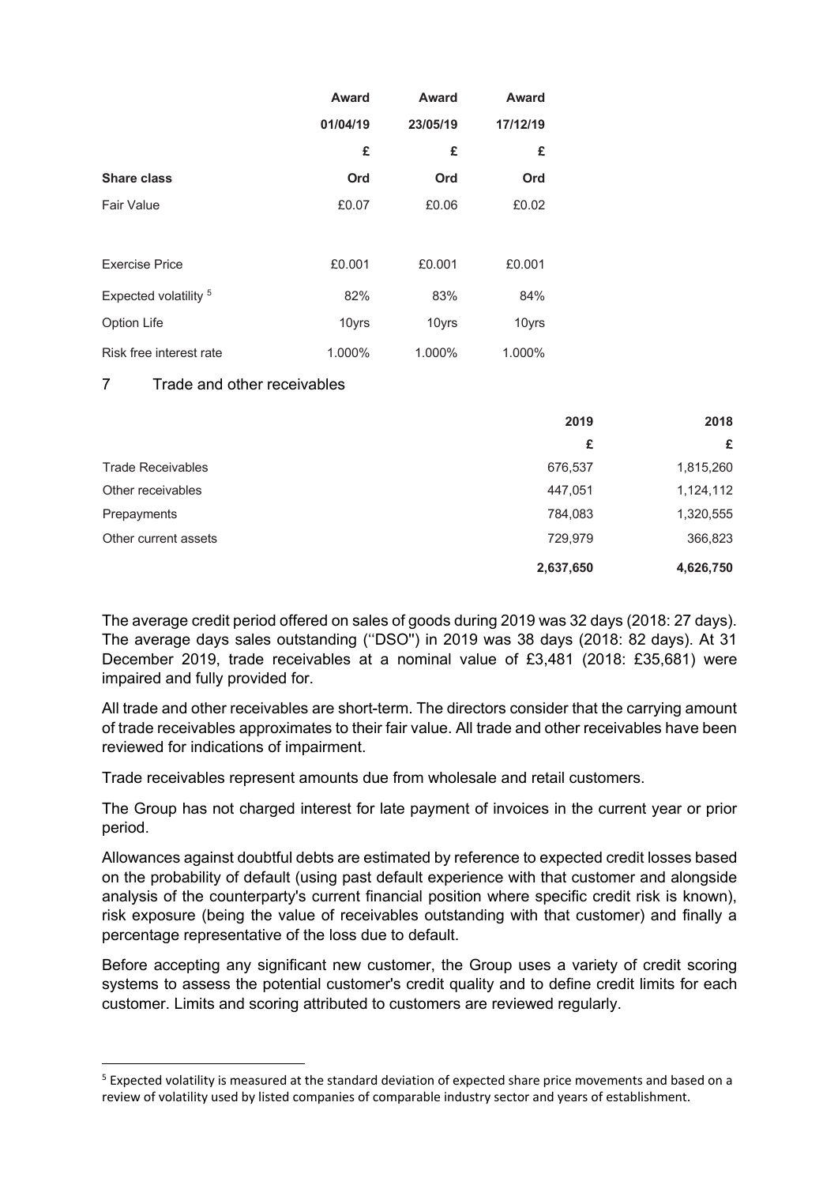| | Award | Award | Award |
|---|---|---|---|
| | 01/04/19 | 23/05/19 | 17/12/19 |
| | £ | £ | £ |
| **Share class** | Ord | Ord | Ord |
| Fair Value | £0.07 | £0.06 | £0.02 |
| Exercise Price | £0.001 | £0.001 | £0.001 |
| Expected volatility [5] | 82% | 83% | 84% |
| Option Life | 10yrs | 10yrs | 10yrs |
| Risk free interest rate | 1.000% | 1.000% | 1.000% |

## 7 Trade and other receivables

| | 2019 | 2018 |
|---|---|---|
| | £ | £ |
| Trade Receivables | 676,537 | 1,815,260 |
| Other receivables | 447,051 | 1,124,112 |
| Prepayments | 784,083 | 1,320,555 |
| Other current assets | 729,979 | 366,823 |
| | **2,637,650** | **4,626,750** |

The average credit period offered on sales of goods during 2019 was 32 days (2018: 27 days). The average days sales outstanding (''DSO'') in 2019 was 38 days (2018: 82 days). At 31 December 2019, trade receivables at a nominal value of £3,481 (2018: £35,681) were impaired and fully provided for.

All trade and other receivables are short-term. The directors consider that the carrying amount of trade receivables approximates to their fair value. All trade and other receivables have been reviewed for indications of impairment.

Trade receivables represent amounts due from wholesale and retail customers.

The Group has not charged interest for late payment of invoices in the current year or prior period.

Allowances against doubtful debts are estimated by reference to expected credit losses based on the probability of default (using past default experience with that customer and alongside analysis of the counterparty's current financial position where specific credit risk is known), risk exposure (being the value of receivables outstanding with that customer) and finally a percentage representative of the loss due to default.

Before accepting any significant new customer, the Group uses a variety of credit scoring systems to assess the potential customer's credit quality and to define credit limits for each customer. Limits and scoring attributed to customers are reviewed regularly.

[5] Expected volatility is measured at the standard deviation of expected share price movements and based on a review of volatility used by listed companies of comparable industry sector and years of establishment.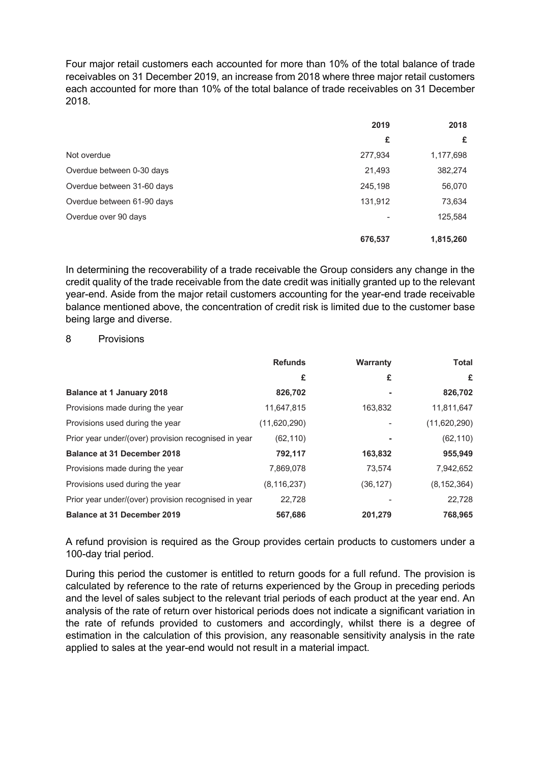Four major retail customers each accounted for more than 10% of the total balance of trade receivables on 31 December 2019, an increase from 2018 where three major retail customers each accounted for more than 10% of the total balance of trade receivables on 31 December 2018.

| | 2019 | 2018 |
|---|---|---|
| | £ | £ |
| Not overdue | 277,934 | 1,177,698 |
| Overdue between 0-30 days | 21,493 | 382,274 |
| Overdue between 31-60 days | 245,198 | 56,070 |
| Overdue between 61-90 days | 131,912 | 73,634 |
| Overdue over 90 days | - | 125,584 |
| | **676,537** | **1,815,260** |

In determining the recoverability of a trade receivable the Group considers any change in the credit quality of the trade receivable from the date credit was initially granted up to the relevant year-end. Aside from the major retail customers accounting for the year-end trade receivable balance mentioned above, the concentration of credit risk is limited due to the customer base being large and diverse.

## 8 Provisions

| | Refunds | Warranty | Total |
|---|---|---|---|
| | £ | £ | £ |
| **Balance at 1 January 2018** | **826,702** | **-** | **826,702** |
| Provisions made during the year | 11,647,815 | 163,832 | 11,811,647 |
| Provisions used during the year | (11,620,290) | - | (11,620,290) |
| Prior year under/(over) provision recognised in year | (62,110) | - | (62,110) |
| **Balance at 31 December 2018** | **792,117** | **163,832** | **955,949** |
| Provisions made during the year | 7,869,078 | 73,574 | 7,942,652 |
| Provisions used during the year | (8,116,237) | (36,127) | (8,152,364) |
| Prior year under/(over) provision recognised in year | 22,728 | - | 22,728 |
| **Balance at 31 December 2019** | **567,686** | **201,279** | **768,965** |

A refund provision is required as the Group provides certain products to customers under a 100-day trial period.

During this period the customer is entitled to return goods for a full refund. The provision is calculated by reference to the rate of returns experienced by the Group in preceding periods and the level of sales subject to the relevant trial periods of each product at the year end. An analysis of the rate of return over historical periods does not indicate a significant variation in the rate of refunds provided to customers and accordingly, whilst there is a degree of estimation in the calculation of this provision, any reasonable sensitivity analysis in the rate applied to sales at the year-end would not result in a material impact.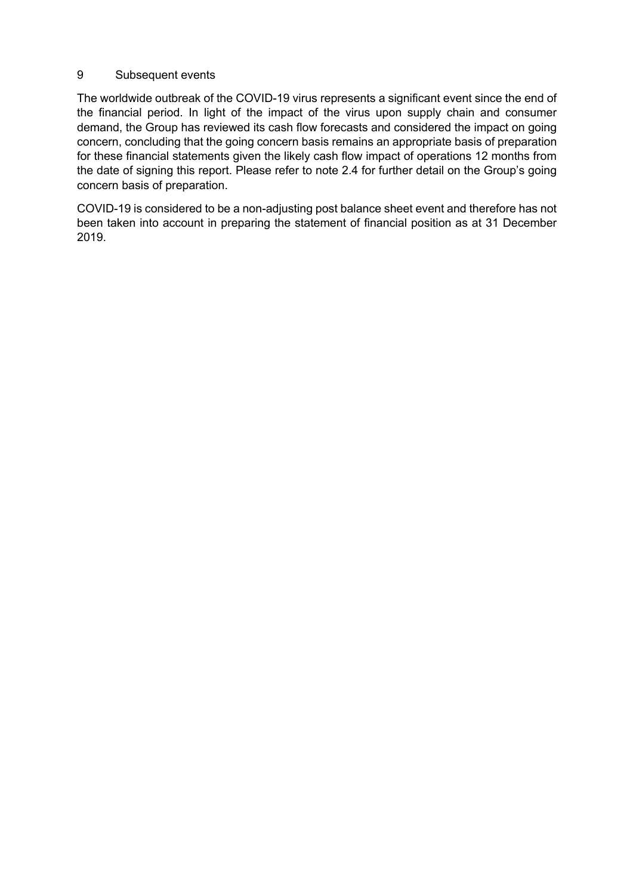## 9 Subsequent events

The worldwide outbreak of the COVID-19 virus represents a significant event since the end of the financial period. In light of the impact of the virus upon supply chain and consumer demand, the Group has reviewed its cash flow forecasts and considered the impact on going concern, concluding that the going concern basis remains an appropriate basis of preparation for these financial statements given the likely cash flow impact of operations 12 months from the date of signing this report. Please refer to note 2.4 for further detail on the Group's going concern basis of preparation.

COVID-19 is considered to be a non-adjusting post balance sheet event and therefore has not been taken into account in preparing the statement of financial position as at 31 December 2019.